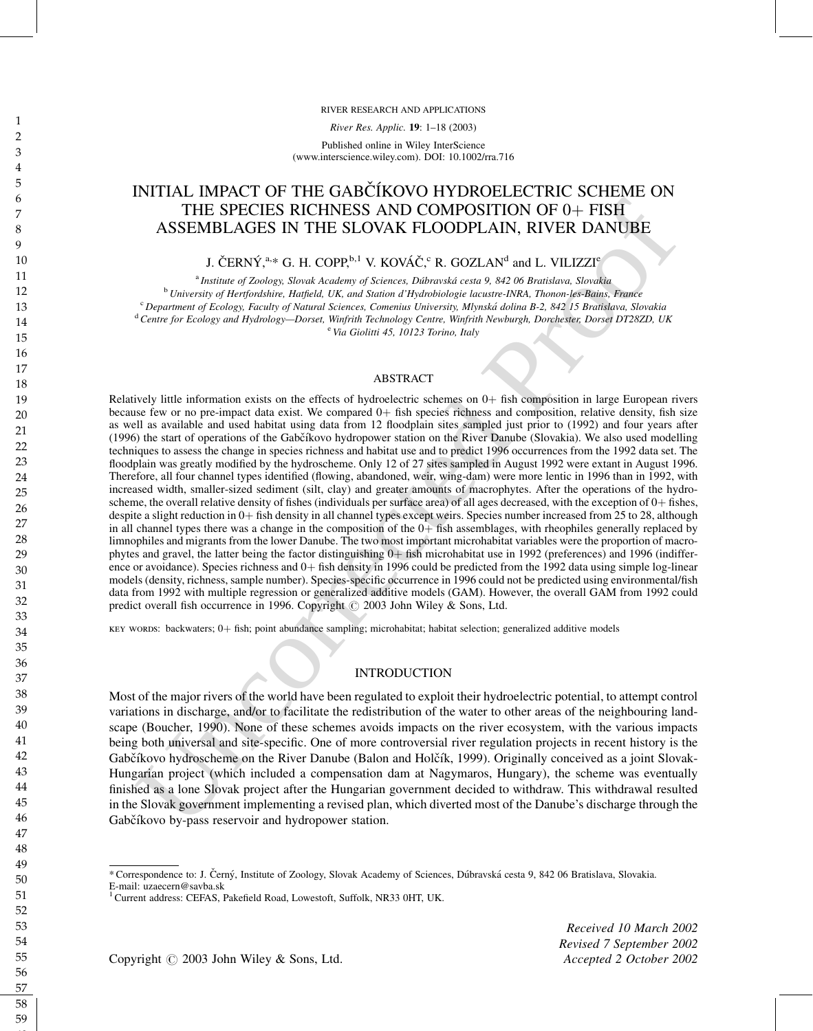# INITIAL IMPACT OF THE GABČÍKOVO HYDROELECTRIC SCHEME ON THE SPECIES RICHNESS AND COMPOSITION OF 0+ FISH ASSEMBLAGES IN THE SLOVAK FLOODPLAIN, RIVER DANUBE

J. ČERNÝ,[a,*] G. H. COPP,[b,1] V. KOVÁČ,[c] R. GOZLAN[d] and L. VILIZZI[e]

[a] *Institute of Zoology, Slovak Academy of Sciences, Dúbravská cesta 9, 842 06 Bratislava, Slovakia*
[b] *University of Hertfordshire, Hatfield, UK, and Station d'Hydrobiologie lacustre-INRA, Thonon-les-Bains, France*
[c] *Department of Ecology, Faculty of Natural Sciences, Comenius University, Mlynská dolina B-2, 842 15 Bratislava, Slovakia*
[d] *Centre for Ecology and Hydrology—Dorset, Winfrith Technology Centre, Winfrith Newburgh, Dorchester, Dorset DT28ZD, UK*
[e] *Via Giolitti 45, 10123 Torino, Italy*

## ABSTRACT

Relatively little information exists on the effects of hydroelectric schemes on 0+ fish composition in large European rivers because few or no pre-impact data exist. We compared 0+ fish species richness and composition, relative density, fish size as well as available and used habitat using data from 12 floodplain sites sampled just prior to (1992) and four years after (1996) the start of operations of the Gabčíkovo hydropower station on the River Danube (Slovakia). We also used modelling techniques to assess the change in species richness and habitat use and to predict 1996 occurrences from the 1992 data set. The floodplain was greatly modified by the hydroscheme. Only 12 of 27 sites sampled in August 1992 were extant in August 1996. Therefore, all four channel types identified (flowing, abandoned, weir, wing-dam) were more lentic in 1996 than in 1992, with increased width, smaller-sized sediment (silt, clay) and greater amounts of macrophytes. After the operations of the hydroscheme, the overall relative density of fishes (individuals per surface area) of all ages decreased, with the exception of 0+ fishes, despite a slight reduction in 0+ fish density in all channel types except weirs. Species number increased from 25 to 28, although in all channel types there was a change in the composition of the 0+ fish assemblages, with rheophiles generally replaced by limnophiles and migrants from the lower Danube. The two most important microhabitat variables were the proportion of macrophytes and gravel, the latter being the factor distinguishing 0+ fish microhabitat use in 1992 (preferences) and 1996 (indifference or avoidance). Species richness and 0+ fish density in 1996 could be predicted from the 1992 data using simple log-linear models (density, richness, sample number). Species-specific occurrence in 1996 could not be predicted using environmental/fish data from 1992 with multiple regression or generalized additive models (GAM). However, the overall GAM from 1992 could predict overall fish occurrence in 1996. Copyright © 2003 John Wiley & Sons, Ltd.

KEY WORDS: backwaters; 0+ fish; point abundance sampling; microhabitat; habitat selection; generalized additive models

## INTRODUCTION

Most of the major rivers of the world have been regulated to exploit their hydroelectric potential, to attempt control variations in discharge, and/or to facilitate the redistribution of the water to other areas of the neighbouring landscape (Boucher, 1990). None of these schemes avoids impacts on the river ecosystem, with the various impacts being both universal and site-specific. One of more controversial river regulation projects in recent history is the Gabčíkovo hydroscheme on the River Danube (Balon and Holčík, 1999). Originally conceived as a joint Slovak-Hungarian project (which included a compensation dam at Nagymaros, Hungary), the scheme was eventually finished as a lone Slovak project after the Hungarian government decided to withdraw. This withdrawal resulted in the Slovak government implementing a revised plan, which diverted most of the Danube's discharge through the Gabčíkovo by-pass reservoir and hydropower station.

---

* Correspondence to: J. Černý, Institute of Zoology, Slovak Academy of Sciences, Dúbravská cesta 9, 842 06 Bratislava, Slovakia. E-mail: uzaecern@savba.sk
[1] Current address: CEFAS, Pakefield Road, Lowestoft, Suffolk, NR33 0HT, UK.

Copyright © 2003 John Wiley & Sons, Ltd.

*Received 10 March 2002*
*Revised 7 September 2002*
*Accepted 2 October 2002*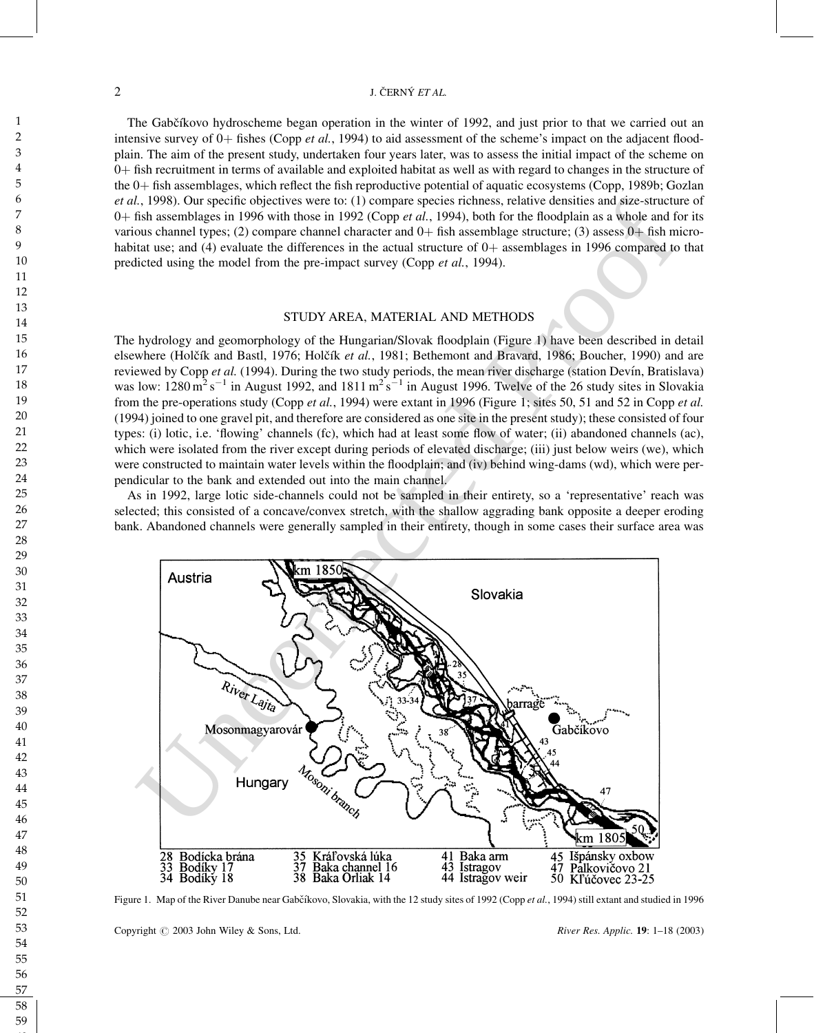The Gabčíkovo hydroscheme began operation in the winter of 1992, and just prior to that we carried out an intensive survey of 0+ fishes (Copp *et al.*, 1994) to aid assessment of the scheme's impact on the adjacent floodplain. The aim of the present study, undertaken four years later, was to assess the initial impact of the scheme on 0+ fish recruitment in terms of available and exploited habitat as well as with regard to changes in the structure of the 0+ fish assemblages, which reflect the fish reproductive potential of aquatic ecosystems (Copp, 1989b; Gozlan *et al.*, 1998). Our specific objectives were to: (1) compare species richness, relative densities and size-structure of 0+ fish assemblages in 1996 with those in 1992 (Copp *et al.*, 1994), both for the floodplain as a whole and for its various channel types; (2) compare channel character and 0+ fish assemblage structure; (3) assess 0+ fish microhabitat use; and (4) evaluate the differences in the actual structure of 0+ assemblages in 1996 compared to that predicted using the model from the pre-impact survey (Copp *et al.*, 1994).

## STUDY AREA, MATERIAL AND METHODS

The hydrology and geomorphology of the Hungarian/Slovak floodplain (Figure 1) have been described in detail elsewhere (Holčík and Bastl, 1976; Holčík *et al.*, 1981; Bethemont and Bravard, 1986; Boucher, 1990) and are reviewed by Copp *et al.* (1994). During the two study periods, the mean river discharge (station Devín, Bratislava) was low: $1280\,m^2\,s^{-1}$ in August 1992, and $1811\,m^2\,s^{-1}$ in August 1996. Twelve of the 26 study sites in Slovakia from the pre-operations study (Copp *et al.*, 1994) were extant in 1996 (Figure 1; sites 50, 51 and 52 in Copp *et al.* (1994) joined to one gravel pit, and therefore are considered as one site in the present study); these consisted of four types: (i) lotic, i.e. 'flowing' channels (fc), which had at least some flow of water; (ii) abandoned channels (ac), which were isolated from the river except during periods of elevated discharge; (iii) just below weirs (we), which were constructed to maintain water levels within the floodplain; and (iv) behind wing-dams (wd), which were perpendicular to the bank and extended out into the main channel.

As in 1992, large lotic side-channels could not be sampled in their entirety, so a 'representative' reach was selected; this consisted of a concave/convex stretch, with the shallow aggrading bank opposite a deeper eroding bank. Abandoned channels were generally sampled in their entirety, though in some cases their surface area was

Figure 1. Map of the River Danube near Gabčíkovo, Slovakia, with the 12 study sites of 1992 (Copp *et al.*, 1994) still extant and studied in 1996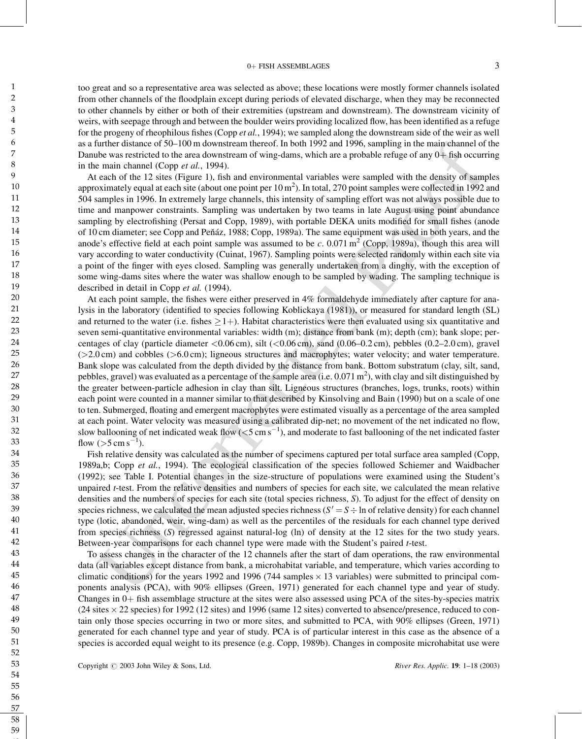too great and so a representative area was selected as above; these locations were mostly former channels isolated from other channels of the floodplain except during periods of elevated discharge, when they may be reconnected to other channels by either or both of their extremities (upstream and downstream). The downstream vicinity of weirs, with seepage through and between the boulder weirs providing localized flow, has been identified as a refuge for the progeny of rheophilous fishes (Copp *et al.*, 1994); we sampled along the downstream side of the weir as well as a further distance of 50–100 m downstream thereof. In both 1992 and 1996, sampling in the main channel of the Danube was restricted to the area downstream of wing-dams, which are a probable refuge of any 0+ fish occurring in the main channel (Copp *et al.*, 1994).

At each of the 12 sites (Figure 1), fish and environmental variables were sampled with the density of samples approximately equal at each site (about one point per 10 $m^2$). In total, 270 point samples were collected in 1992 and 504 samples in 1996. In extremely large channels, this intensity of sampling effort was not always possible due to time and manpower constraints. Sampling was undertaken by two teams in late August using point abundance sampling by electrofishing (Persat and Copp, 1989), with portable DEKA units modified for small fishes (anode of 10 cm diameter; see Copp and Peňáz, 1988; Copp, 1989a). The same equipment was used in both years, and the anode's effective field at each point sample was assumed to be *c*. 0.071 $m^2$ (Copp, 1989a), though this area will vary according to water conductivity (Cuinat, 1967). Sampling points were selected randomly within each site via a point of the finger with eyes closed. Sampling was generally undertaken from a dinghy, with the exception of some wing-dams sites where the water was shallow enough to be sampled by wading. The sampling technique is described in detail in Copp *et al.* (1994).

At each point sample, the fishes were either preserved in 4% formaldehyde immediately after capture for analysis in the laboratory (identified to species following Koblickaya (1981)), or measured for standard length (SL) and returned to the water (i.e. fishes $\geq$1+). Habitat characteristics were then evaluated using six quantitative and seven semi-quantitative environmental variables: width (m); distance from bank (m); depth (cm); bank slope; percentages of clay (particle diameter <0.06 cm), silt (<0.06 cm), sand (0.06–0.2 cm), pebbles (0.2–2.0 cm), gravel (>2.0 cm) and cobbles (>6.0 cm); ligneous structures and macrophytes; water velocity; and water temperature. Bank slope was calculated from the depth divided by the distance from bank. Bottom substratum (clay, silt, sand, pebbles, gravel) was evaluated as a percentage of the sample area (i.e. 0.071 $m^2$), with clay and silt distinguished by the greater between-particle adhesion in clay than silt. Ligneous structures (branches, logs, trunks, roots) within each point were counted in a manner similar to that described by Kinsolving and Bain (1990) but on a scale of one to ten. Submerged, floating and emergent macrophytes were estimated visually as a percentage of the area sampled at each point. Water velocity was measured using a calibrated dip-net; no movement of the net indicated no flow, slow ballooning of net indicated weak flow (<5 cm $s^{-1}$), and moderate to fast ballooning of the net indicated faster flow (>5 cm $s^{-1}$).

Fish relative density was calculated as the number of specimens captured per total surface area sampled (Copp, 1989a,b; Copp *et al.*, 1994). The ecological classification of the species followed Schiemer and Waidbacher (1992); see Table I. Potential changes in the size-structure of populations were examined using the Student's unpaired *t*-test. From the relative densities and numbers of species for each site, we calculated the mean relative densities and the numbers of species for each site (total species richness, *S*). To adjust for the effect of density on species richness, we calculated the mean adjusted species richness ($S' = S \div \ln$ of relative density) for each channel type (lotic, abandoned, weir, wing-dam) as well as the percentiles of the residuals for each channel type derived from species richness (*S*) regressed against natural-log (ln) of density at the 12 sites for the two study years. Between-year comparisons for each channel type were made with the Student's paired *t*-test.

To assess changes in the character of the 12 channels after the start of dam operations, the raw environmental data (all variables except distance from bank, a microhabitat variable, and temperature, which varies according to climatic conditions) for the years 1992 and 1996 (744 samples $\times$ 13 variables) were submitted to principal components analysis (PCA), with 90% ellipses (Green, 1971) generated for each channel type and year of study. Changes in 0+ fish assemblage structure at the sites were also assessed using PCA of the sites-by-species matrix (24 sites $\times$ 22 species) for 1992 (12 sites) and 1996 (same 12 sites) converted to absence/presence, reduced to contain only those species occurring in two or more sites, and submitted to PCA, with 90% ellipses (Green, 1971) generated for each channel type and year of study. PCA is of particular interest in this case as the absence of a species is accorded equal weight to its presence (e.g. Copp, 1989b). Changes in composite microhabitat use were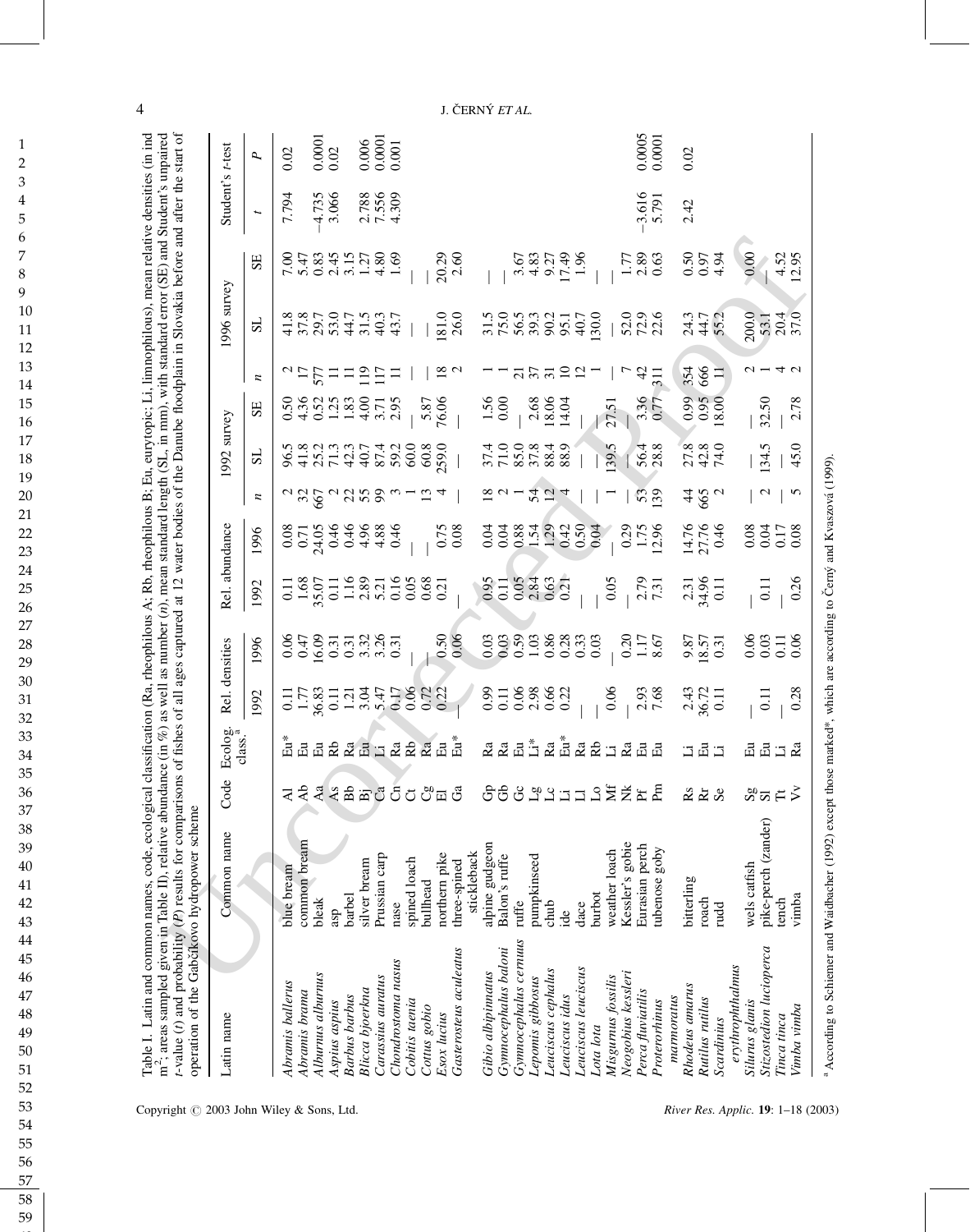Table I. Latin and common names, code, ecological classification (Ra, rheophilous A; Rb, rheophilous B; Eu, eurytopic; Li, limnophilous), mean relative densities (in ind $m^2$; areas sampled given in Table II), relative abundance (in %) as well as number ($n$), mean standard length (SL, in mm), with standard error (SE) and Student's unpaired $t$-value ($t$) and probability ($P$) results for comparisons of fishes of all ages captured at 12 water bodies of the Danube floodplain in Slovakia before and after the start of operation of the Gabčíkovo hydropower scheme

| Latin name | Common name | Code | Ecolog. class.[a] | Rel. densities | | Rel. abundance | | 1992 survey | | | 1996 survey | | | Student's t-test | |
|---|---|---|---|---|---|---|---|---|---|---|---|---|---|---|---|
| | | | | 1992 | 1996 | 1992 | 1996 | $n$ | SL | SE | $n$ | SL | SE | $t$ | $P$ |
| *Abramis ballerus* | blue bream | Al | Eu* | 0.11 | 0.06 | 0.11 | 0.08 | 2 | 96.5 | 0.50 | 2 | 41.8 | 7.00 | 7.794 | 0.02 |
| *Abramis brama* | common bream | Ab | Eu | 1.77 | 0.47 | 1.68 | 0.71 | 32 | 41.8 | 4.36 | 17 | 37.8 | 5.47 | | |
| *Alburnus alburnus* | bleak | Aa | Eu | 36.83 | 16.09 | 35.07 | 24.05 | 667 | 25.2 | 0.52 | 577 | 29.7 | 0.83 | −4.735 | 0.0001 |
| *Aspius aspius* | asp | As | Rb | 0.11 | 0.31 | 0.11 | 0.46 | 2 | 71.3 | 1.25 | 11 | 53.0 | 2.45 | 3.066 | 0.02 |
| *Barbus barbus* | barbel | Bb | Ra | 1.21 | 0.31 | 1.16 | 0.46 | 22 | 42.3 | 1.83 | 11 | 44.7 | 3.15 | | |
| *Blicca bjoerkna* | silver bream | Bj | Eu | 3.04 | 3.32 | 2.89 | 4.96 | 55 | 40.7 | 4.00 | 119 | 31.5 | 1.27 | 2.788 | 0.006 |
| *Carassius auratus* | Prussian carp | Ca | Li | 5.47 | 3.26 | 5.21 | 4.88 | 99 | 87.4 | 3.71 | 117 | 40.3 | 4.80 | 7.556 | 0.0001 |
| *Chondrostoma nasus* | nase | Cn | Ra | 0.17 | 0.31 | 0.16 | 0.46 | 3 | 59.2 | 2.95 | 11 | 43.7 | 1.69 | 4.309 | 0.001 |
| *Cobitis taenia* | spined loach | Ct | Rb | 0.06 | — | 0.05 | — | 1 | 60.0 | — | — | — | — | | |
| *Cottus gobio* | bullhead | Cg | Ra | 0.72 | — | 0.68 | — | 13 | 60.8 | 5.87 | — | — | — | | |
| *Esox lucius* | northern pike | El | Eu | 0.22 | 0.50 | 0.21 | 0.75 | 4 | 259.0 | 76.06 | 18 | 181.0 | 20.29 | | |
| *Gasterosteus aculeatus* | three-spined stickleback | Ga | Eu* | — | 0.06 | — | 0.08 | — | — | — | 2 | 26.0 | 2.60 | | |
| *Gibio albipinnatus* | alpine gudgeon | Gp | Ra | 0.99 | 0.03 | 0.95 | 0.04 | 18 | 37.4 | 1.56 | 1 | 31.5 | — | | |
| *Gymnocephalus baloni* | Balon's ruffe | Gb | Ra | 0.11 | 0.03 | 0.11 | 0.04 | 2 | 71.0 | 0.00 | 1 | 75.0 | — | | |
| *Gymnocephalus cernuus* | ruffe | Gc | Eu | 0.06 | 0.59 | 0.05 | 0.88 | 1 | 85.0 | — | 21 | 56.5 | 3.67 | | |
| *Lepomis gibbosus* | pumpkinseed | Lg | Li* | 2.98 | 1.03 | 2.84 | 1.54 | 54 | 37.8 | 2.68 | 37 | 39.3 | 4.83 | | |
| *Leuciscus cephalus* | chub | Lc | Ra | 0.66 | 0.86 | 0.63 | 1.29 | 12 | 88.4 | 18.06 | 31 | 90.2 | 9.27 | | |
| *Leuciscus idus* | ide | Li | Eu* | 0.22 | 0.28 | 0.21 | 0.42 | 4 | 88.9 | 14.04 | 10 | 95.1 | 17.49 | | |
| *Leuciscus leuciscus* | dace | Ll | Ra | — | 0.33 | — | 0.50 | — | — | — | 12 | 40.7 | 1.96 | | |
| *Lota lota* | burbot | Lo | Rb | — | 0.03 | — | 0.04 | — | — | — | 1 | 130.0 | — | | |
| *Misgurnus fossilis* | weather loach | Mf | Li | 0.06 | — | 0.05 | — | 1 | 139.5 | 27.51 | — | — | — | | |
| *Neogobius kessleri* | Kessler's gobie | Nk | Ra | — | 0.20 | — | 0.29 | — | — | — | 7 | 52.0 | 1.77 | | |
| *Perca fluviatilis* | Eurasian perch | Pf | Eu | 2.93 | 1.17 | 2.79 | 1.75 | 53 | 56.4 | 3.36 | 42 | 72.9 | 2.89 | −3.616 | 0.0005 |
| *Proterorhinus marmoratus* | tubenose goby | Pm | Eu | 7.68 | 8.67 | 7.31 | 12.96 | 139 | 28.8 | 0.77 | 311 | 22.6 | 0.63 | 5.791 | 0.0001 |
| *Rhodeus amarus* | bitterling | Rs | Li | 2.43 | 9.87 | 2.31 | 14.76 | 44 | 27.8 | 0.99 | 354 | 24.3 | 0.50 | 2.42 | 0.02 |
| *Rutilus rutilus* | roach | Rr | Eu | 36.72 | 18.57 | 34.96 | 27.76 | 665 | 42.8 | 0.95 | 666 | 44.7 | 0.97 | | |
| *Scardinius erythrophthalmus* | rudd | Se | Li | 0.11 | 0.31 | 0.11 | 0.46 | 2 | 74.0 | 18.00 | 11 | 55.2 | 4.94 | | |
| *Silurus glanis* | wels catfish | Sg | Eu | — | 0.06 | — | 0.08 | — | — | — | 2 | 200.0 | 0.00 | | |
| *Stizostedion lucioperca* | pike-perch (zander) | Sl | Eu | 0.11 | 0.03 | 0.11 | 0.04 | 2 | 134.5 | 32.50 | 1 | 53.1 | — | | |
| *Tinca tinca* | tench | Tt | Li | — | 0.11 | — | 0.17 | — | — | — | 4 | 20.4 | 4.52 | | |
| *Vimba vimba* | vimba | Vv | Ra | 0.28 | 0.06 | 0.26 | 0.08 | 5 | 45.0 | 2.78 | 2 | 37.0 | 12.95 | | |

[a] According to Schiemer and Waidbacher (1992) except those marked*, which are according to Černý and Kvaszová (1999).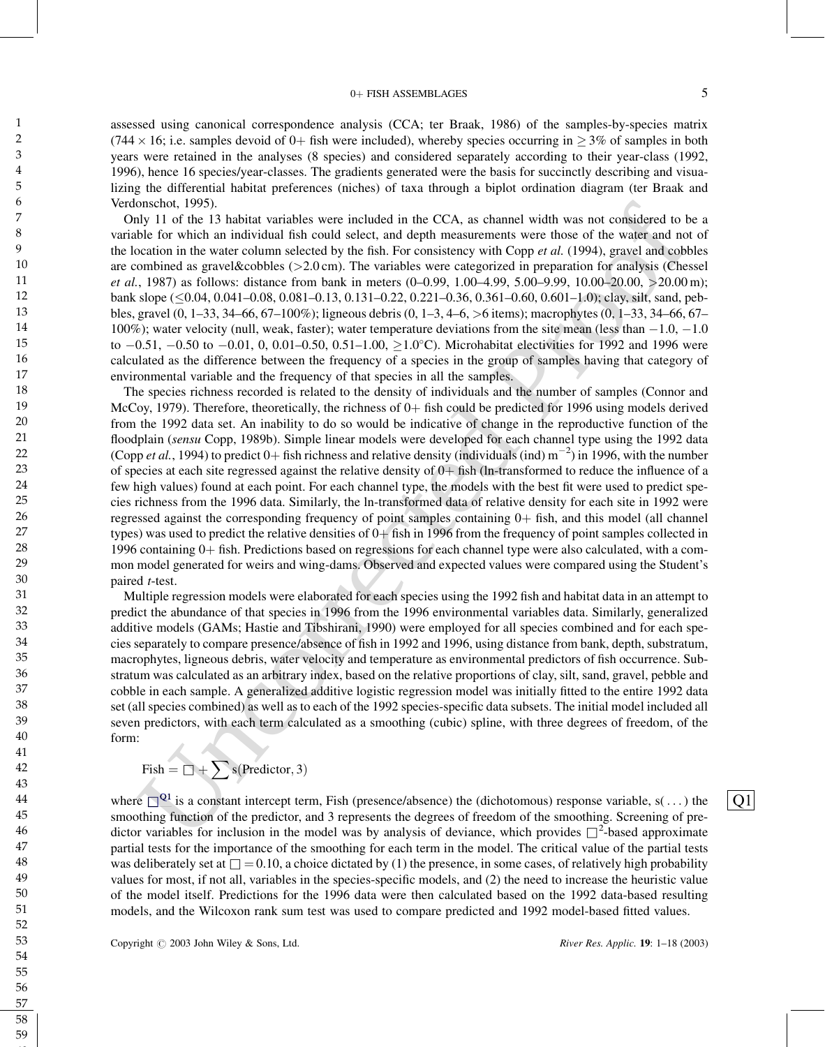assessed using canonical correspondence analysis (CCA; ter Braak, 1986) of the samples-by-species matrix ($744 \times 16$; i.e. samples devoid of 0+ fish were included), whereby species occurring in $\geq 3\%$ of samples in both years were retained in the analyses (8 species) and considered separately according to their year-class (1992, 1996), hence 16 species/year-classes. The gradients generated were the basis for succinctly describing and visualizing the differential habitat preferences (niches) of taxa through a biplot ordination diagram (ter Braak and Verdonschot, 1995).

Only 11 of the 13 habitat variables were included in the CCA, as channel width was not considered to be a variable for which an individual fish could select, and depth measurements were those of the water and not of the location in the water column selected by the fish. For consistency with Copp *et al.* (1994), gravel and cobbles are combined as gravel&cobbles (>2.0 cm). The variables were categorized in preparation for analysis (Chessel *et al.*, 1987) as follows: distance from bank in meters (0–0.99, 1.00–4.99, 5.00–9.99, 10.00–20.00, >20.00 m); bank slope ($\leq$0.04, 0.041–0.08, 0.081–0.13, 0.131–0.22, 0.221–0.36, 0.361–0.60, 0.601–1.0); clay, silt, sand, pebbles, gravel (0, 1–33, 34–66, 67–100%); ligneous debris (0, 1–3, 4–6, >6 items); macrophytes (0, 1–33, 34–66, 67–100%); water velocity (null, weak, faster); water temperature deviations from the site mean (less than −1.0, −1.0 to −0.51, −0.50 to −0.01, 0, 0.01–0.50, 0.51–1.00, $\geq$1.0°C). Microhabitat electivities for 1992 and 1996 were calculated as the difference between the frequency of a species in the group of samples having that category of environmental variable and the frequency of that species in all the samples.

The species richness recorded is related to the density of individuals and the number of samples (Connor and McCoy, 1979). Therefore, theoretically, the richness of 0+ fish could be predicted for 1996 using models derived from the 1992 data set. An inability to do so would be indicative of change in the reproductive function of the floodplain (*sensu* Copp, 1989b). Simple linear models were developed for each channel type using the 1992 data (Copp *et al.*, 1994) to predict 0+ fish richness and relative density (individuals (ind) $m^{-2}$) in 1996, with the number of species at each site regressed against the relative density of 0+ fish (ln-transformed to reduce the influence of a few high values) found at each point. For each channel type, the models with the best fit were used to predict species richness from the 1996 data. Similarly, the ln-transformed data of relative density for each site in 1992 were regressed against the corresponding frequency of point samples containing 0+ fish, and this model (all channel types) was used to predict the relative densities of 0+ fish in 1996 from the frequency of point samples collected in 1996 containing 0+ fish. Predictions based on regressions for each channel type were also calculated, with a common model generated for weirs and wing-dams. Observed and expected values were compared using the Student's paired *t*-test.

Multiple regression models were elaborated for each species using the 1992 fish and habitat data in an attempt to predict the abundance of that species in 1996 from the 1996 environmental variables data. Similarly, generalized additive models (GAMs; Hastie and Tibshirani, 1990) were employed for all species combined and for each species separately to compare presence/absence of fish in 1992 and 1996, using distance from bank, depth, substratum, macrophytes, ligneous debris, water velocity and temperature as environmental predictors of fish occurrence. Substratum was calculated as an arbitrary index, based on the relative proportions of clay, silt, sand, gravel, pebble and cobble in each sample. A generalized additive logistic regression model was initially fitted to the entire 1992 data set (all species combined) as well as to each of the 1992 species-specific data subsets. The initial model included all seven predictors, with each term calculated as a smoothing (cubic) spline, with three degrees of freedom, of the form:

$$\text{Fish} = \square + \sum \text{s}(\text{Predictor}, 3)$$

where $\square$[Q1] is a constant intercept term, Fish (presence/absence) the (dichotomous) response variable, s( . . . ) the smoothing function of the predictor, and 3 represents the degrees of freedom of the smoothing. Screening of predictor variables for inclusion in the model was by analysis of deviance, which provides $\square^2$-based approximate partial tests for the importance of the smoothing for each term in the model. The critical value of the partial tests was deliberately set at $\square = 0.10$, a choice dictated by (1) the presence, in some cases, of relatively high probability values for most, if not all, variables in the species-specific models, and (2) the need to increase the heuristic value of the model itself. Predictions for the 1996 data were then calculated based on the 1992 data-based resulting models, and the Wilcoxon rank sum test was used to compare predicted and 1992 model-based fitted values.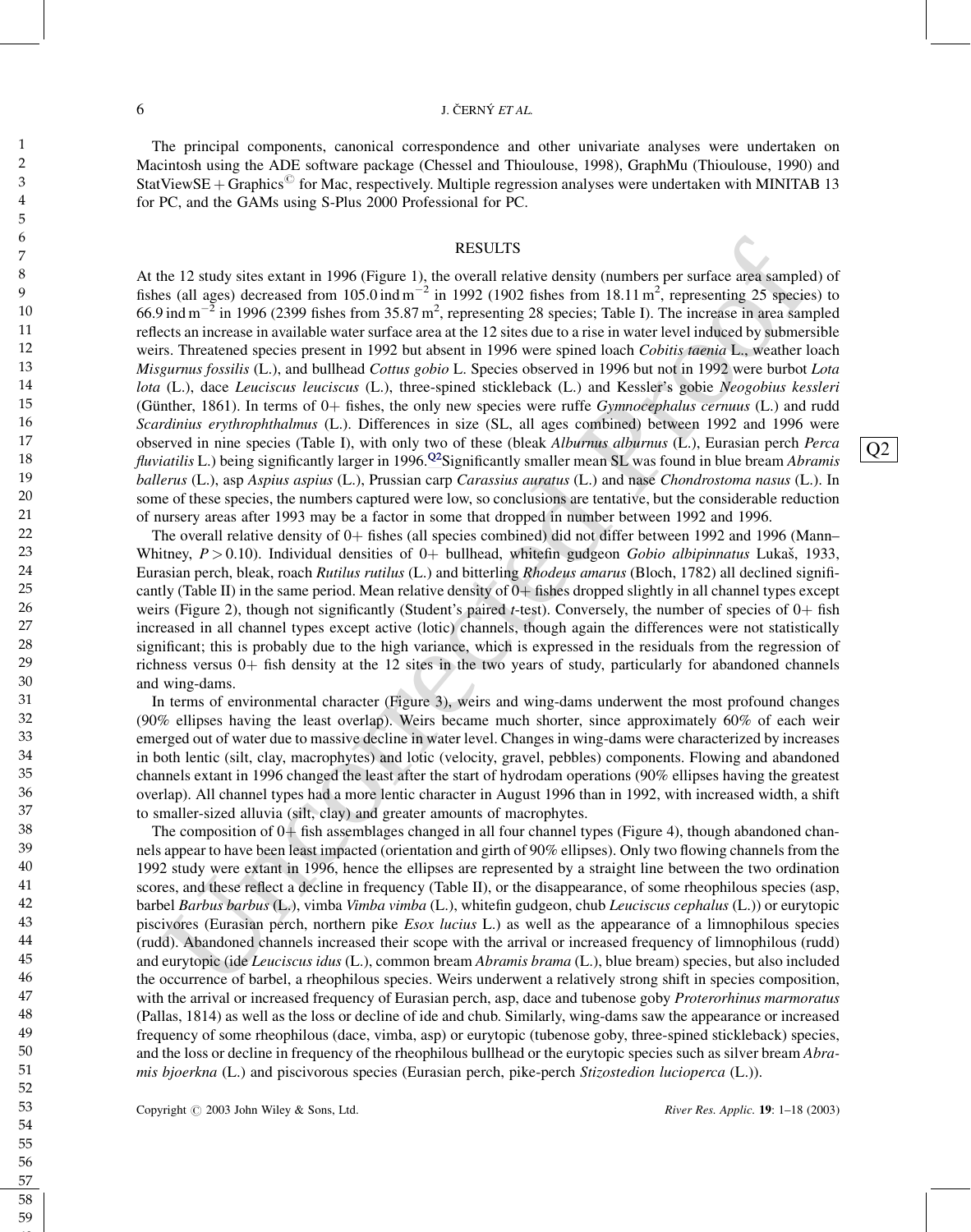The principal components, canonical correspondence and other univariate analyses were undertaken on Macintosh using the ADE software package (Chessel and Thioulouse, 1998), GraphMu (Thioulouse, 1990) and StatViewSE + Graphics© for Mac, respectively. Multiple regression analyses were undertaken with MINITAB 13 for PC, and the GAMs using S-Plus 2000 Professional for PC.

## RESULTS

At the 12 study sites extant in 1996 (Figure 1), the overall relative density (numbers per surface area sampled) of fishes (all ages) decreased from 105.0 ind $m^{-2}$ in 1992 (1902 fishes from 18.11 $m^2$, representing 25 species) to 66.9 ind $m^{-2}$ in 1996 (2399 fishes from 35.87 $m^2$, representing 28 species; Table I). The increase in area sampled reflects an increase in available water surface area at the 12 sites due to a rise in water level induced by submersible weirs. Threatened species present in 1992 but absent in 1996 were spined loach *Cobitis taenia* L., weather loach *Misgurnus fossilis* (L.), and bullhead *Cottus gobio* L. Species observed in 1996 but not in 1992 were burbot *Lota lota* (L.), dace *Leuciscus leuciscus* (L.), three-spined stickleback (L.) and Kessler's gobie *Neogobius kessleri* (Günther, 1861). In terms of 0+ fishes, the only new species were ruffe *Gymnocephalus cernuus* (L.) and rudd *Scardinius erythrophthalmus* (L.). Differences in size (SL, all ages combined) between 1992 and 1996 were observed in nine species (Table I), with only two of these (bleak *Alburnus alburnus* (L.), Eurasian perch *Perca fluviatilis* L.) being significantly larger in 1996.[Q2] Significantly smaller mean SL was found in blue bream *Abramis ballerus* (L.), asp *Aspius aspius* (L.), Prussian carp *Carassius auratus* (L.) and nase *Chondrostoma nasus* (L.). In some of these species, the numbers captured were low, so conclusions are tentative, but the considerable reduction of nursery areas after 1993 may be a factor in some that dropped in number between 1992 and 1996.

The overall relative density of 0+ fishes (all species combined) did not differ between 1992 and 1996 (Mann–Whitney, $P > 0.10$). Individual densities of 0+ bullhead, whitefin gudgeon *Gobio albipinnatus* Lukaš, 1933, Eurasian perch, bleak, roach *Rutilus rutilus* (L.) and bitterling *Rhodeus amarus* (Bloch, 1782) all declined significantly (Table II) in the same period. Mean relative density of 0+ fishes dropped slightly in all channel types except weirs (Figure 2), though not significantly (Student's paired *t*-test). Conversely, the number of species of 0+ fish increased in all channel types except active (lotic) channels, though again the differences were not statistically significant; this is probably due to the high variance, which is expressed in the residuals from the regression of richness versus 0+ fish density at the 12 sites in the two years of study, particularly for abandoned channels and wing-dams.

In terms of environmental character (Figure 3), weirs and wing-dams underwent the most profound changes (90% ellipses having the least overlap). Weirs became much shorter, since approximately 60% of each weir emerged out of water due to massive decline in water level. Changes in wing-dams were characterized by increases in both lentic (silt, clay, macrophytes) and lotic (velocity, gravel, pebbles) components. Flowing and abandoned channels extant in 1996 changed the least after the start of hydrodam operations (90% ellipses having the greatest overlap). All channel types had a more lentic character in August 1996 than in 1992, with increased width, a shift to smaller-sized alluvia (silt, clay) and greater amounts of macrophytes.

The composition of 0+ fish assemblages changed in all four channel types (Figure 4), though abandoned channels appear to have been least impacted (orientation and girth of 90% ellipses). Only two flowing channels from the 1992 study were extant in 1996, hence the ellipses are represented by a straight line between the two ordination scores, and these reflect a decline in frequency (Table II), or the disappearance, of some rheophilous species (asp, barbel *Barbus barbus* (L.), vimba *Vimba vimba* (L.), whitefin gudgeon, chub *Leuciscus cephalus* (L.)) or eurytopic piscivores (Eurasian perch, northern pike *Esox lucius* L.) as well as the appearance of a limnophilous species (rudd). Abandoned channels increased their scope with the arrival or increased frequency of limnophilous (rudd) and eurytopic (ide *Leuciscus idus* (L.), common bream *Abramis brama* (L.), blue bream) species, but also included the occurrence of barbel, a rheophilous species. Weirs underwent a relatively strong shift in species composition, with the arrival or increased frequency of Eurasian perch, asp, dace and tubenose goby *Proterorhinus marmoratus* (Pallas, 1814) as well as the loss or decline of ide and chub. Similarly, wing-dams saw the appearance or increased frequency of some rheophilous (dace, vimba, asp) or eurytopic (tubenose goby, three-spined stickleback) species, and the loss or decline in frequency of the rheophilous bullhead or the eurytopic species such as silver bream *Abramis bjoerkna* (L.) and piscivorous species (Eurasian perch, pike-perch *Stizostedion lucioperca* (L.)).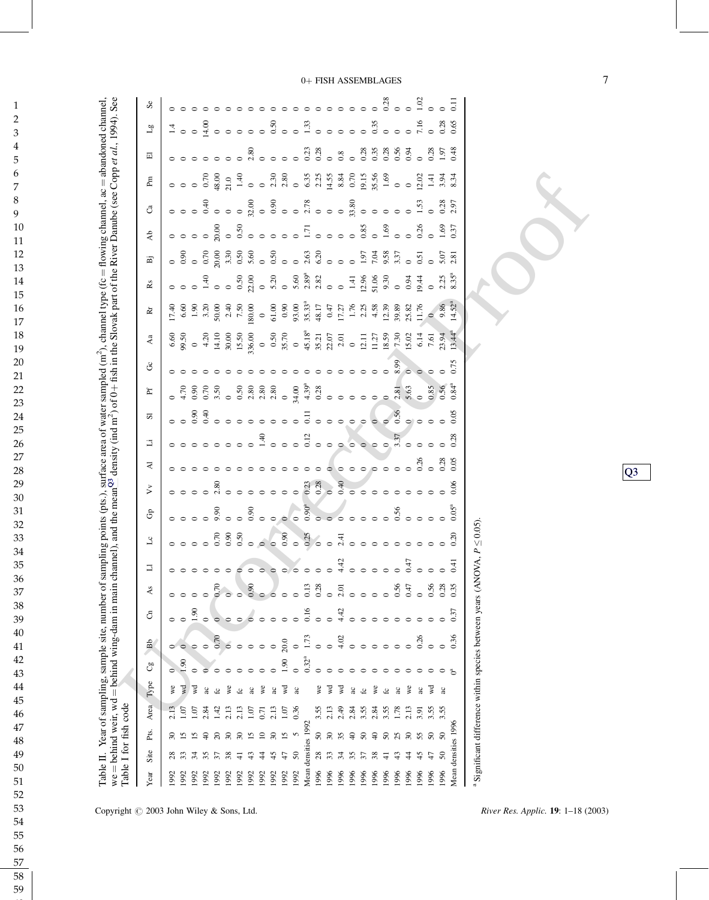Table II. Year of sampling, sample site, number of sampling points (pts.), surface area of water sampled (m²), channel type (fc = flowing channel, ac = abandoned channel, we = behind weir, wd = behind wing-dam in main channel), and the mean density (ind m²) of 0+ fish in the Slovak part of the River Danube (see Copp *et al.*, 1994). See Table I for fish code

| Year | Site | Pts. | Area | Type | Cg | Bb | Ct | As | Ll | Lc | Gp | Vv | Al | Li | Sl | Pf | Gc | Aa | Rr | Rs | Bj | Ab | Ca | Pm | El | Lg | Se |
|---|---|---|---|---|---|---|---|---|---|---|---|---|---|---|---|---|---|---|---|---|---|---|---|---|---|---|---|
| 1992 | 28 | 30 | 2.13 | we | 0 | 0 | 0 | 0 | 0 | 0 | 0 | 0 | 0 | 0 | 0 | 0 | 0 | 6.60 | 17.40 | 0 | 0 | 0 | 0 | 0 | 0 | 1.4 | 0 |
| 1992 | 33 | 15 | 1.07 | wd | 1.90 | 0 | 0 | 0 | 0 | 0 | 0 | 0 | 0 | 0 | 0 | 4.70 | 0 | 99.50 | 6.60 | 0 | 0.90 | 0 | 0 | 0 | 0 | 0 | 0 |
| 1992 | 34 | 15 | 1.07 | wd | 0 | 0 | 1.90 | 0 | 0 | 0 | 0 | 0 | 0 | 0 | 0.90 | 0.90 | 0 | 0 | 1.90 | 0 | 0 | 0 | 0 | 0 | 0 | 0 | 0 |
| 1992 | 35 | 40 | 2.84 | ac | 0 | 0 | 0 | 0 | 0 | 0 | 0 | 0 | 0 | 0 | 0.40 | 0.70 | 0 | 4.20 | 3.20 | 1.40 | 0.70 | 0 | 0.40 | 0.70 | 0 | 14.00 | 0 |
| 1992 | 37 | 20 | 1.42 | fc | 0 | 0.70 | 0 | 0.70 | 0 | 0.70 | 9.90 | 2.80 | 0 | 0 | 0 | 3.50 | 0 | 14.10 | 50.00 | 0 | 20.00 | 20.00 | 0 | 48.00 | 0 | 0 | 0 |
| 1992 | 38 | 30 | 2.13 | we | 0 | 0 | 0 | 0 | 0 | 0.90 | 0 | 0 | 0 | 0 | 0 | 0 | 0 | 30.00 | 2.40 | 0 | 3.30 | 0 | 0 | 21.0 | 0 | 0 | 0 |
| 1992 | 41 | 30 | 2.13 | fc | 0 | 0 | 0 | 0 | 0 | 0.50 | 0 | 0 | 0 | 0 | 0 | 0.50 | 0 | 15.50 | 7.50 | 0.50 | 0.50 | 0.50 | 0 | 1.40 | 0 | 0 | 0 |
| 1992 | 43 | 15 | 1.07 | ac | 0 | 0 | 0 | 0.90 | 0 | 0 | 0.90 | 0 | 0 | 0 | 0 | 2.80 | 0 | 336.00 | 180.00 | 22.00 | 5.60 | 0 | 32.00 | 0 | 2.80 | 0 | 0 |
| 1992 | 44 | 10 | 0.71 | we | 0 | 0 | 0 | 0 | 0 | 0 | 0 | 0 | 0 | 1.40 | 0 | 2.80 | 0 | 0 | 0 | 0 | 0 | 0 | 0 | 0 | 0 | 0 | 0 |
| 1992 | 45 | 30 | 2.13 | ac | 0 | 0 | 0 | 0 | 0 | 0 | 0 | 0 | 0 | 0 | 0 | 2.80 | 0 | 0.50 | 61.00 | 5.20 | 0.50 | 0 | 0.90 | 2.30 | 0 | 0.50 | 0 |
| 1992 | 47 | 15 | 1.07 | wd | 1.90 | 20.0 | 0 | 0 | 0 | 0.90 | 0 | 0 | 0 | 0 | 0 | 0 | 0 | 35.70 | 0.90 | 0 | 0 | 0 | 0 | 2.80 | 0 | 0 | 0 |
| 1992 | 50 | 5 | 0.36 | ac | 0 | 0 | 0 | 0 | 0 | 0 | 0 | 0 | 0 | 0 | 0 | 34.00 | 0 | 0 | 93.00 | 5.60 | 0 | 0 | 0 | 0 | 0 | 0 | 0 |
| Mean densities 1992 | | | | | 0.32[a] | 1.73 | 0.16 | 0.13 | 0 | 0.25 | 0.90[a] | 0.23 | 0 | 0.12 | 0.11 | 4.39[a] | 0 | 45.18[a] | 35.33[a] | 2.89[a] | 2.63 | 1.71 | 2.78 | 6.35 | 0.23 | 1.33 | 0 |
| 1996 | 28 | 50 | 3.55 | we | 0 | 0 | 0 | 0.28 | 0 | 0 | 0 | 0.28 | 0 | 0 | 0 | 0.28 | 0 | 35.21 | 48.17 | 2.82 | 6.20 | 0 | 0 | 2.25 | 0.28 | 0 | 0 |
| 1996 | 33 | 30 | 2.13 | wd | 0 | 0 | 0 | 0 | 0 | 0 | 0 | 0 | 0 | 0 | 0 | 0 | 0 | 22.07 | 0.47 | 0 | 0 | 0 | 0 | 14.55 | 0 | 0 | 0 |
| 1996 | 34 | 35 | 2.49 | wd | 0 | 4.02 | 4.42 | 2.01 | 4.42 | 2.41 | 0 | 0.40 | 0 | 0 | 0 | 0 | 0 | 2.01 | 17.27 | 0 | 0 | 0 | 0 | 8.84 | 0.8 | 0 | 0 |
| 1996 | 35 | 40 | 2.84 | ac | 0 | 0 | 0 | 0 | 0 | 0 | 0 | 0 | 0 | 0 | 0 | 0 | 0 | 0 | 1.76 | 1.41 | 0 | 0 | 33.80 | 0.70 | 0 | 0 | 0 |
| 1996 | 37 | 50 | 3.55 | fc | 0 | 0 | 0 | 0 | 0 | 0 | 0 | 0 | 0 | 0 | 0 | 0 | 0 | 12.11 | 2.25 | 12.96 | 1.97 | 0.85 | 0 | 19.15 | 0.28 | 0 | 0 |
| 1996 | 38 | 40 | 2.84 | we | 0 | 0 | 0 | 0 | 0 | 0 | 0 | 0 | 0 | 0 | 0 | 0 | 0 | 11.27 | 4.58 | 51.06 | 7.04 | 0 | 0 | 35.56 | 0.35 | 0.35 | 0 |
| 1996 | 41 | 50 | 3.55 | fc | 0 | 0 | 0 | 0 | 0 | 0 | 0 | 0 | 0 | 0 | 0 | 0 | 0 | 18.59 | 12.39 | 9.30 | 9.58 | 1.69 | 0 | 1.69 | 0.28 | 0 | 0.28 |
| 1996 | 43 | 25 | 1.78 | ac | 0 | 0 | 0 | 0.56 | 0 | 0 | 0.56 | 0 | 0 | 3.37 | 0.56 | 2.81 | 8.99 | 7.30 | 39.89 | 0 | 3.37 | 0 | 0 | 0 | 0.56 | 0 | 0 |
| 1996 | 44 | 30 | 2.13 | we | 0 | 0 | 0 | 0.47 | 0.47 | 0 | 0 | 0 | 0 | 0 | 0 | 5.63 | 0 | 15.02 | 25.82 | 0.94 | 0 | 0 | 0 | 0 | 0.94 | 0 | 0 |
| 1996 | 45 | 55 | 3.91 | ac | 0 | 0.26 | 0 | 0 | 0 | 0 | 0 | 0 | 0.26 | 0 | 0 | 0 | 0 | 6.14 | 11.76 | 19.44 | 0.51 | 0.26 | 1.53 | 12.02 | 0 | 7.16 | 1.02 |
| 1996 | 47 | 50 | 3.55 | wd | 0 | 0 | 0 | 0.56 | 0 | 0 | 0 | 0 | 0 | 0 | 0 | 0.85 | 0 | 7.61 | 0 | 0 | 0 | 0 | 0 | 1.41 | 0.28 | 0 | 0 |
| 1996 | 50 | 50 | 3.55 | ac | 0 | 0 | 0 | 0.28 | 0 | 0 | 0 | 0 | 0.28 | 0 | 0 | 0.56 | 0 | 23.94 | 9.86 | 2.25 | 5.07 | 1.69 | 0.28 | 3.94 | 1.97 | 0.28 | 0 |
| Mean densities 1996 | | | | | 0[a] | 0.36 | 0.37 | 0.35 | 0.41 | 0.20 | 0.05[a] | 0.06 | 0.05 | 0.28 | 0.05 | 0.84[a] | 0.75 | 13.44[a] | 14.52[a] | 8.35[a] | 2.81 | 0.37 | 2.97 | 8.34 | 0.48 | 0.65 | 0.11 |

[a] Significant difference within species between years (ANOVA, $P \leq 0.05$).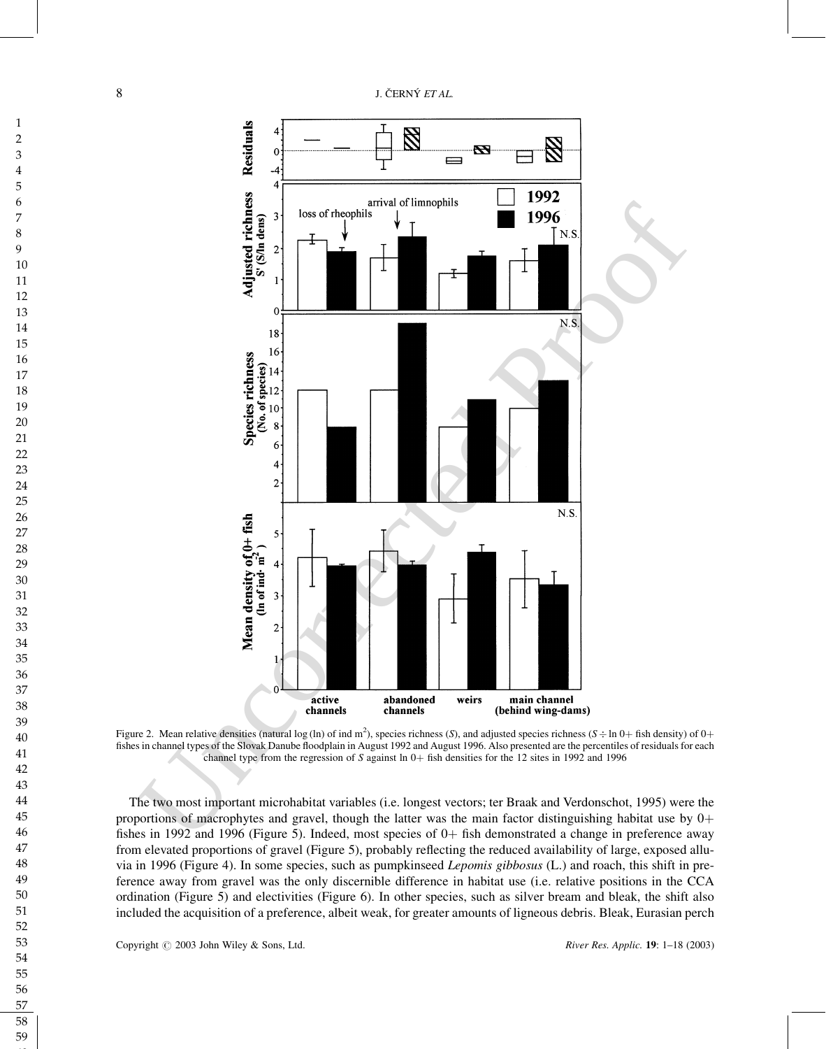Figure 2. Mean relative densities (natural log (ln) of ind $m^2$), species richness ($S$), and adjusted species richness ($S \div \ln$ 0+ fish density) of 0+ fishes in channel types of the Slovak Danube floodplain in August 1992 and August 1996. Also presented are the percentiles of residuals for each channel type from the regression of $S$ against ln 0+ fish densities for the 12 sites in 1992 and 1996

The two most important microhabitat variables (i.e. longest vectors; ter Braak and Verdonschot, 1995) were the proportions of macrophytes and gravel, though the latter was the main factor distinguishing habitat use by 0+ fishes in 1992 and 1996 (Figure 5). Indeed, most species of 0+ fish demonstrated a change in preference away from elevated proportions of gravel (Figure 5), probably reflecting the reduced availability of large, exposed alluvia in 1996 (Figure 4). In some species, such as pumpkinseed *Lepomis gibbosus* (L.) and roach, this shift in preference away from gravel was the only discernible difference in habitat use (i.e. relative positions in the CCA ordination (Figure 5) and electivities (Figure 6). In other species, such as silver bream and bleak, the shift also included the acquisition of a preference, albeit weak, for greater amounts of ligneous debris. Bleak, Eurasian perch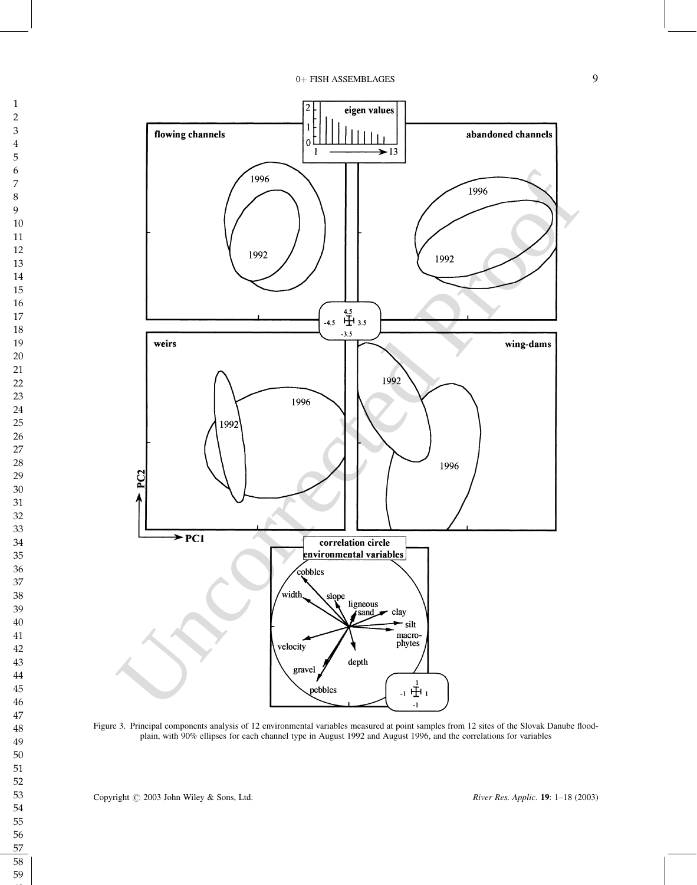Figure 3. Principal components analysis of 12 environmental variables measured at point samples from 12 sites of the Slovak Danube floodplain, with 90% ellipses for each channel type in August 1992 and August 1996, and the correlations for variables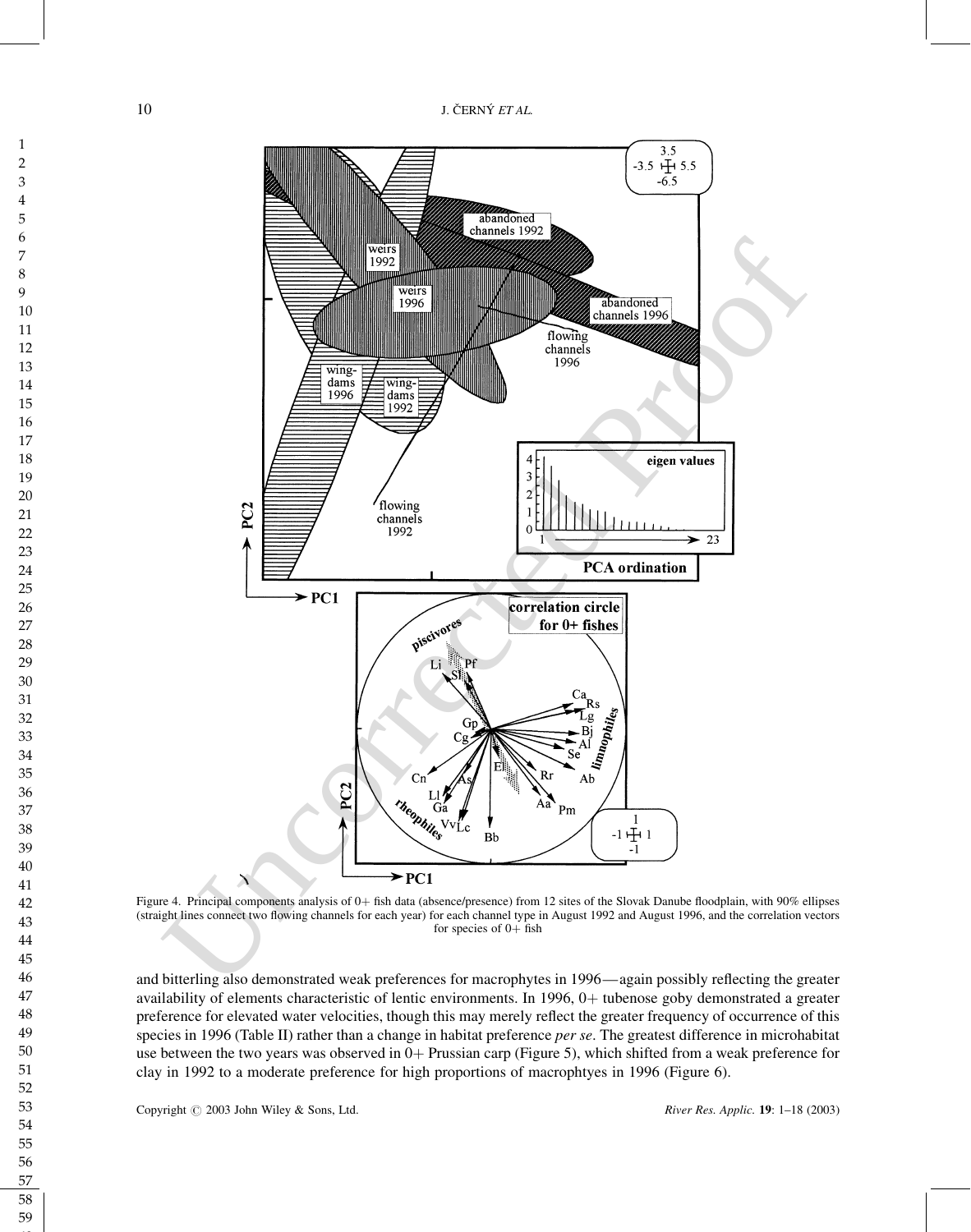Figure 4. Principal components analysis of 0+ fish data (absence/presence) from 12 sites of the Slovak Danube floodplain, with 90% ellipses (straight lines connect two flowing channels for each year) for each channel type in August 1992 and August 1996, and the correlation vectors for species of 0+ fish

and bitterling also demonstrated weak preferences for macrophytes in 1996—again possibly reflecting the greater availability of elements characteristic of lentic environments. In 1996, 0+ tubenose goby demonstrated a greater preference for elevated water velocities, though this may merely reflect the greater frequency of occurrence of this species in 1996 (Table II) rather than a change in habitat preference *per se*. The greatest difference in microhabitat use between the two years was observed in 0+ Prussian carp (Figure 5), which shifted from a weak preference for clay in 1992 to a moderate preference for high proportions of macrophtyes in 1996 (Figure 6).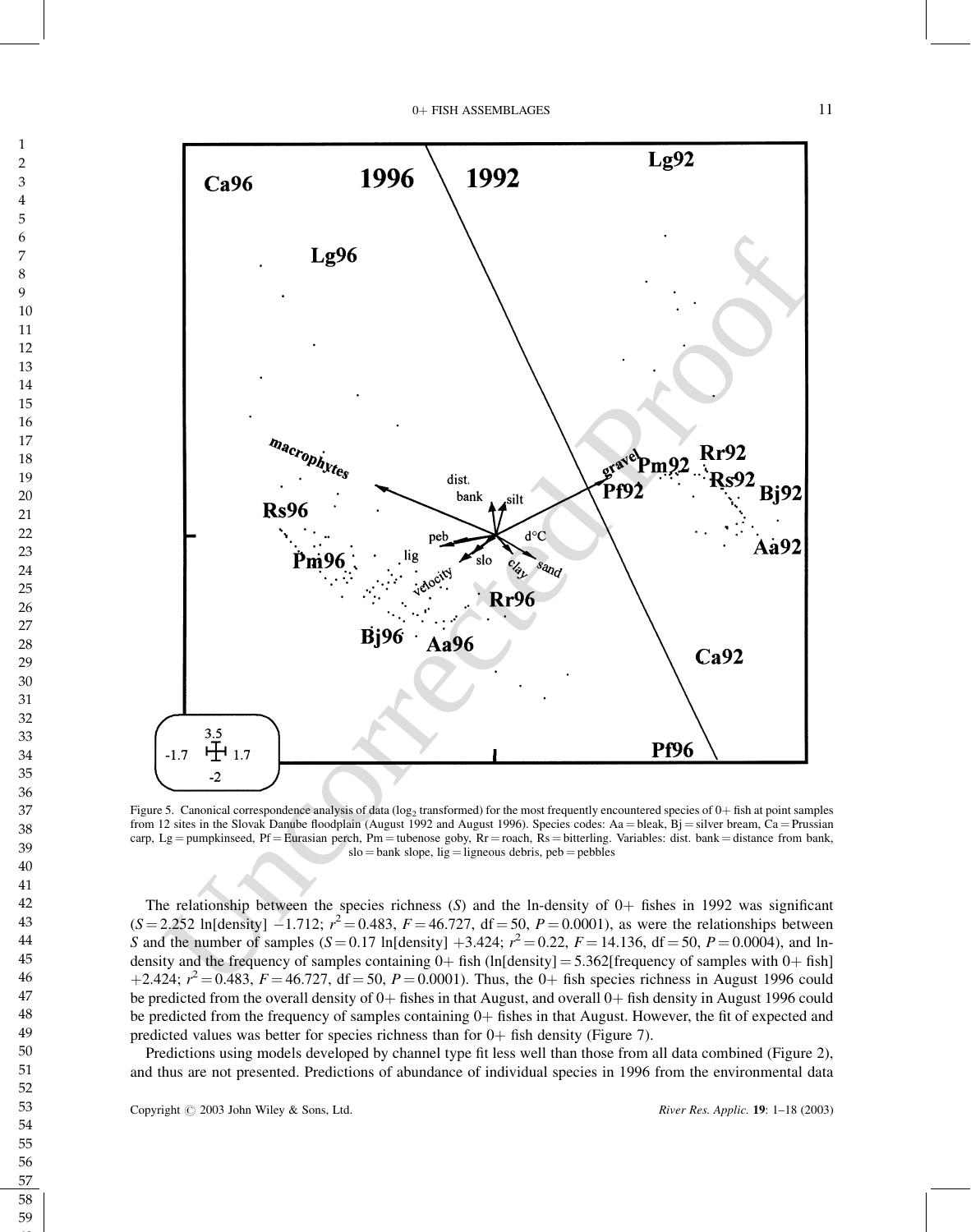Figure 5. Canonical correspondence analysis of data ($\log_2$ transformed) for the most frequently encountered species of 0+ fish at point samples from 12 sites in the Slovak Danube floodplain (August 1992 and August 1996). Species codes: Aa = bleak, Bj = silver bream, Ca = Prussian carp, Lg = pumpkinseed, Pf = Eurasian perch, Pm = tubenose goby, Rr = roach, Rs = bitterling. Variables: dist. bank = distance from bank, slo = bank slope, lig = ligneous debris, peb = pebbles

The relationship between the species richness ($S$) and the ln-density of 0+ fishes in 1992 was significant ($S = 2.252$ ln[density] $-1.712$; $r^2 = 0.483$, $F = 46.727$, df = 50, $P = 0.0001$), as were the relationships between $S$ and the number of samples ($S = 0.17$ ln[density] $+3.424$; $r^2 = 0.22$, $F = 14.136$, df = 50, $P = 0.0004$), and ln-density and the frequency of samples containing 0+ fish (ln[density] = 5.362[frequency of samples with 0+ fish] $+2.424$; $r^2 = 0.483$, $F = 46.727$, df = 50, $P = 0.0001$). Thus, the 0+ fish species richness in August 1996 could be predicted from the overall density of 0+ fishes in that August, and overall 0+ fish density in August 1996 could be predicted from the frequency of samples containing 0+ fishes in that August. However, the fit of expected and predicted values was better for species richness than for 0+ fish density (Figure 7).

Predictions using models developed by channel type fit less well than those from all data combined (Figure 2), and thus are not presented. Predictions of abundance of individual species in 1996 from the environmental data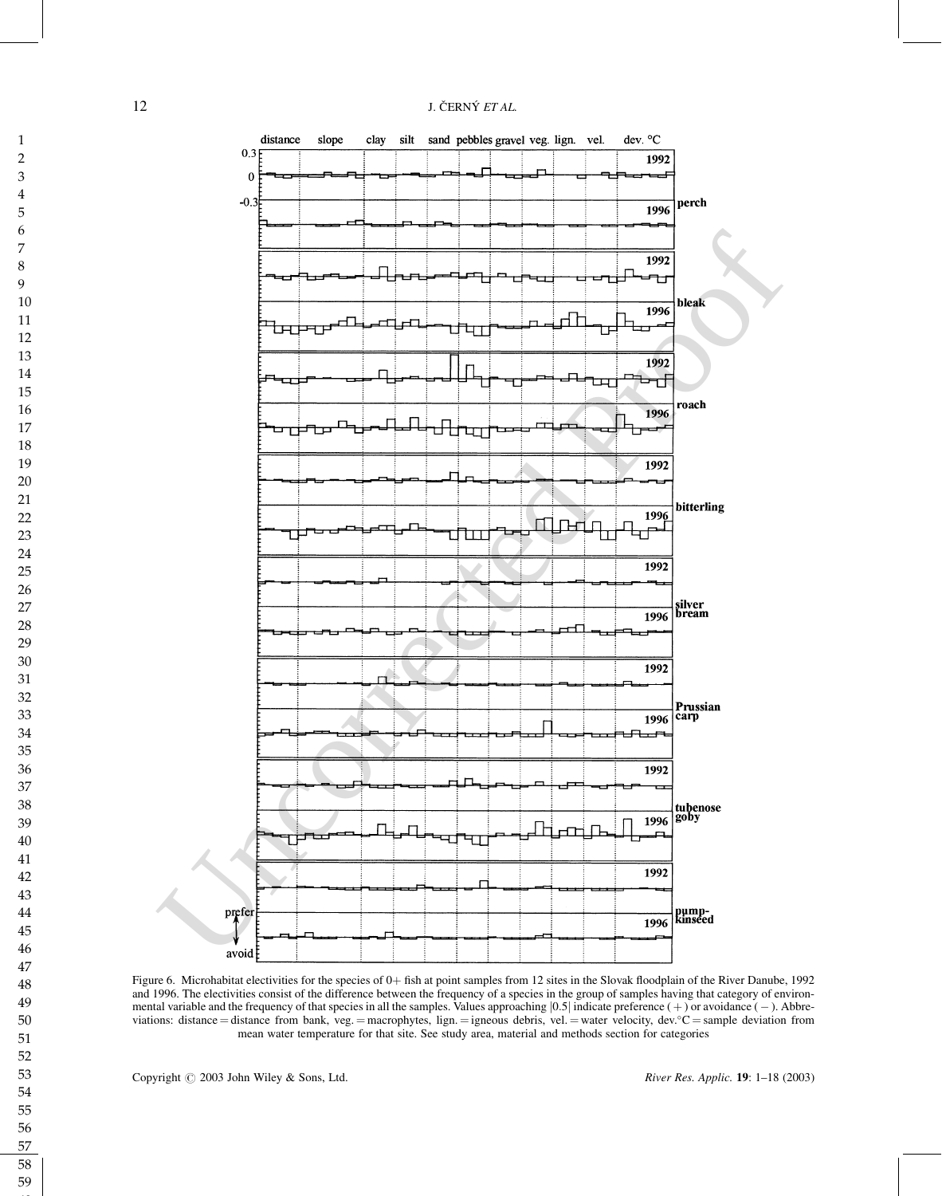Figure 6. Microhabitat electivities for the species of 0+ fish at point samples from 12 sites in the Slovak floodplain of the River Danube, 1992 and 1996. The electivities consist of the difference between the frequency of a species in the group of samples having that category of environmental variable and the frequency of that species in all the samples. Values approaching |0.5| indicate preference (+) or avoidance (−). Abbreviations: distance = distance from bank, veg. = macrophytes, lign. = igneous debris, vel. = water velocity, dev.°C = sample deviation from mean water temperature for that site. See study area, material and methods section for categories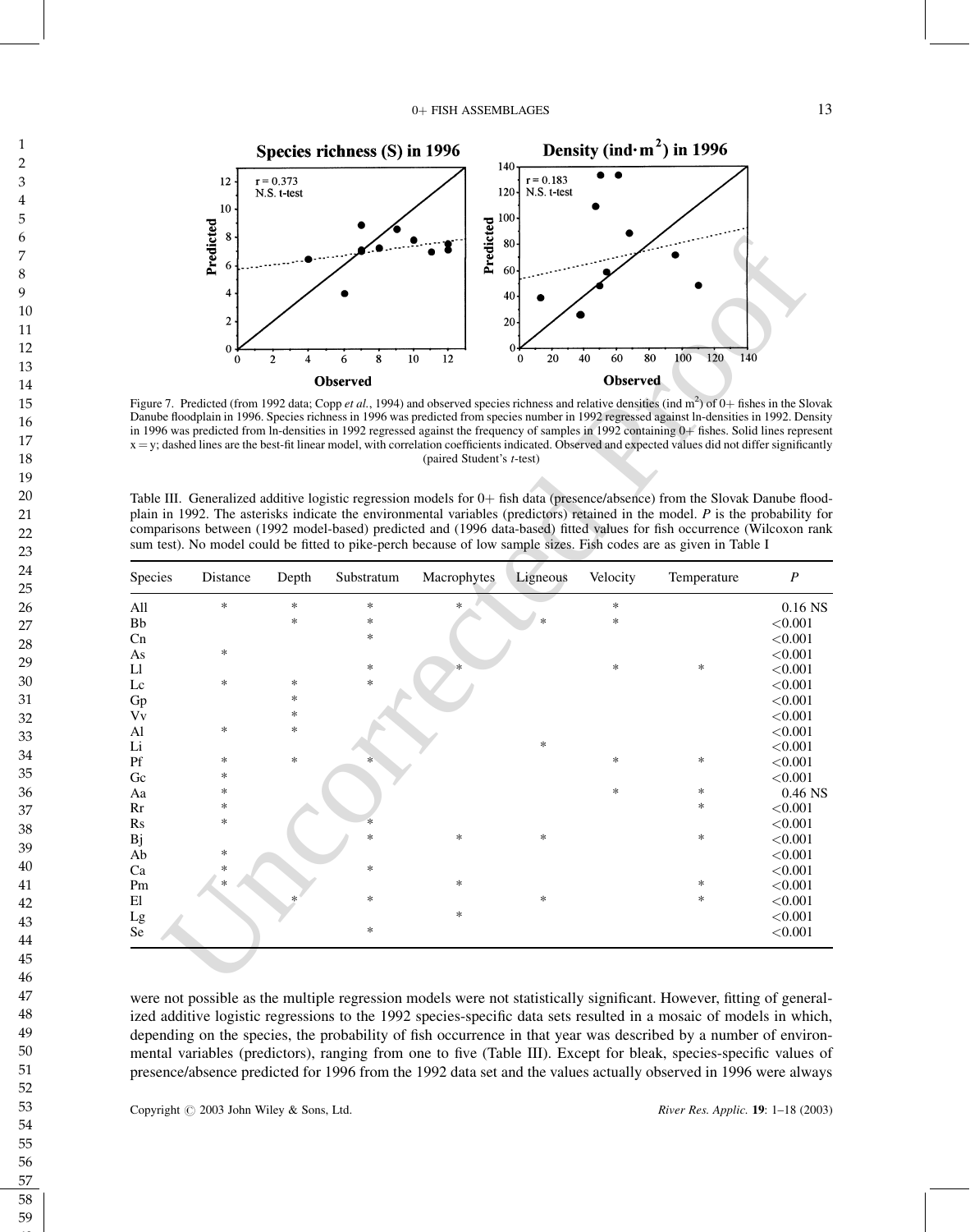Figure 7. Predicted (from 1992 data; Copp *et al.*, 1994) and observed species richness and relative densities (ind $m^2$) of 0+ fishes in the Slovak Danube floodplain in 1996. Species richness in 1996 was predicted from species number in 1992 regressed against ln-densities in 1992. Density in 1996 was predicted from ln-densities in 1992 regressed against the frequency of samples in 1992 containing 0+ fishes. Solid lines represent x = y; dashed lines are the best-fit linear model, with correlation coefficients indicated. Observed and expected values did not differ significantly (paired Student's *t*-test)

Table III. Generalized additive logistic regression models for 0+ fish data (presence/absence) from the Slovak Danube floodplain in 1992. The asterisks indicate the environmental variables (predictors) retained in the model. *P* is the probability for comparisons between (1992 model-based) predicted and (1996 data-based) fitted values for fish occurrence (Wilcoxon rank sum test). No model could be fitted to pike-perch because of low sample sizes. Fish codes are as given in Table I

| Species | Distance | Depth | Substratum | Macrophytes | Ligneous | Velocity | Temperature | *P* |
|---|---|---|---|---|---|---|---|---|
| All | * | * | * | * | | * | | 0.16 NS |
| Bb | | * | * | | * | * | | <0.001 |
| Cn | | | * | | | | | <0.001 |
| As | * | | | | | | | <0.001 |
| Ll | | | * | * | | * | * | <0.001 |
| Lc | * | * | * | | | | | <0.001 |
| Gp | | * | | | | | | <0.001 |
| Vv | | * | | | | | | <0.001 |
| Al | * | * | | | | | | <0.001 |
| Li | | | | | * | | | <0.001 |
| Pf | * | * | * | | | * | * | <0.001 |
| Gc | * | | | | | | | <0.001 |
| Aa | * | | | | | * | * | 0.46 NS |
| Rr | * | | | | | | * | <0.001 |
| Rs | * | | * | | | | | <0.001 |
| Bj | | | * | * | * | | * | <0.001 |
| Ab | * | | | | | | | <0.001 |
| Ca | * | | * | | | | | <0.001 |
| Pm | * | | | * | | | * | <0.001 |
| El | | * | * | | * | | * | <0.001 |
| Lg | | | | * | | | | <0.001 |
| Se | | | * | | | | | <0.001 |

were not possible as the multiple regression models were not statistically significant. However, fitting of generalized additive logistic regressions to the 1992 species-specific data sets resulted in a mosaic of models in which, depending on the species, the probability of fish occurrence in that year was described by a number of environmental variables (predictors), ranging from one to five (Table III). Except for bleak, species-specific values of presence/absence predicted for 1996 from the 1992 data set and the values actually observed in 1996 were always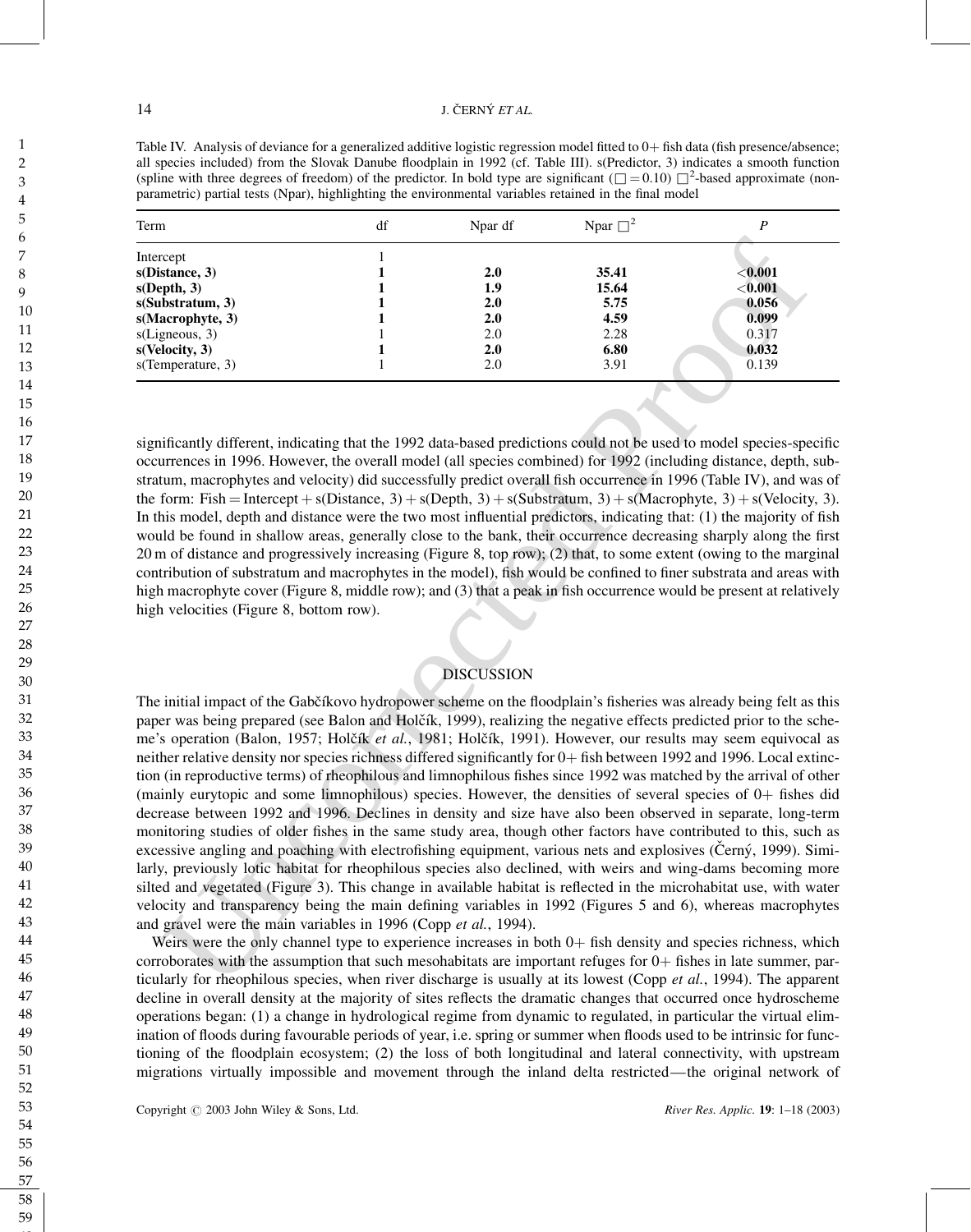Table IV. Analysis of deviance for a generalized additive logistic regression model fitted to 0+ fish data (fish presence/absence; all species included) from the Slovak Danube floodplain in 1992 (cf. Table III). s(Predictor, 3) indicates a smooth function (spline with three degrees of freedom) of the predictor. In bold type are significant ($\square = 0.10$) $\square^2$-based approximate (nonparametric) partial tests (Npar), highlighting the environmental variables retained in the final model

| Term | df | Npar df | Npar $\square^2$ | *P* |
|---|---|---|---|---|
| Intercept | 1 | | | |
| **s(Distance, 3)** | **1** | **2.0** | **35.41** | **<0.001** |
| **s(Depth, 3)** | **1** | **1.9** | **15.64** | **<0.001** |
| **s(Substratum, 3)** | **1** | **2.0** | **5.75** | **0.056** |
| **s(Macrophyte, 3)** | **1** | **2.0** | **4.59** | **0.099** |
| s(Ligneous, 3) | 1 | 2.0 | 2.28 | 0.317 |
| **s(Velocity, 3)** | **1** | **2.0** | **6.80** | **0.032** |
| s(Temperature, 3) | 1 | 2.0 | 3.91 | 0.139 |

significantly different, indicating that the 1992 data-based predictions could not be used to model species-specific occurrences in 1996. However, the overall model (all species combined) for 1992 (including distance, depth, substratum, macrophytes and velocity) did successfully predict overall fish occurrence in 1996 (Table IV), and was of the form: Fish = Intercept + s(Distance, 3) + s(Depth, 3) + s(Substratum, 3) + s(Macrophyte, 3) + s(Velocity, 3). In this model, depth and distance were the two most influential predictors, indicating that: (1) the majority of fish would be found in shallow areas, generally close to the bank, their occurrence decreasing sharply along the first 20 m of distance and progressively increasing (Figure 8, top row); (2) that, to some extent (owing to the marginal contribution of substratum and macrophytes in the model), fish would be confined to finer substrata and areas with high macrophyte cover (Figure 8, middle row); and (3) that a peak in fish occurrence would be present at relatively high velocities (Figure 8, bottom row).

## DISCUSSION

The initial impact of the Gabčíkovo hydropower scheme on the floodplain's fisheries was already being felt as this paper was being prepared (see Balon and Holčík, 1999), realizing the negative effects predicted prior to the scheme's operation (Balon, 1957; Holčík *et al.*, 1981; Holčík, 1991). However, our results may seem equivocal as neither relative density nor species richness differed significantly for 0+ fish between 1992 and 1996. Local extinction (in reproductive terms) of rheophilous and limnophilous fishes since 1992 was matched by the arrival of other (mainly eurytopic and some limnophilous) species. However, the densities of several species of 0+ fishes did decrease between 1992 and 1996. Declines in density and size have also been observed in separate, long-term monitoring studies of older fishes in the same study area, though other factors have contributed to this, such as excessive angling and poaching with electrofishing equipment, various nets and explosives (Černý, 1999). Similarly, previously lotic habitat for rheophilous species also declined, with weirs and wing-dams becoming more silted and vegetated (Figure 3). This change in available habitat is reflected in the microhabitat use, with water velocity and transparency being the main defining variables in 1992 (Figures 5 and 6), whereas macrophytes and gravel were the main variables in 1996 (Copp *et al.*, 1994).

Weirs were the only channel type to experience increases in both 0+ fish density and species richness, which corroborates with the assumption that such mesohabitats are important refuges for 0+ fishes in late summer, particularly for rheophilous species, when river discharge is usually at its lowest (Copp *et al.*, 1994). The apparent decline in overall density at the majority of sites reflects the dramatic changes that occurred once hydroscheme operations began: (1) a change in hydrological regime from dynamic to regulated, in particular the virtual elimination of floods during favourable periods of year, i.e. spring or summer when floods used to be intrinsic for functioning of the floodplain ecosystem; (2) the loss of both longitudinal and lateral connectivity, with upstream migrations virtually impossible and movement through the inland delta restricted—the original network of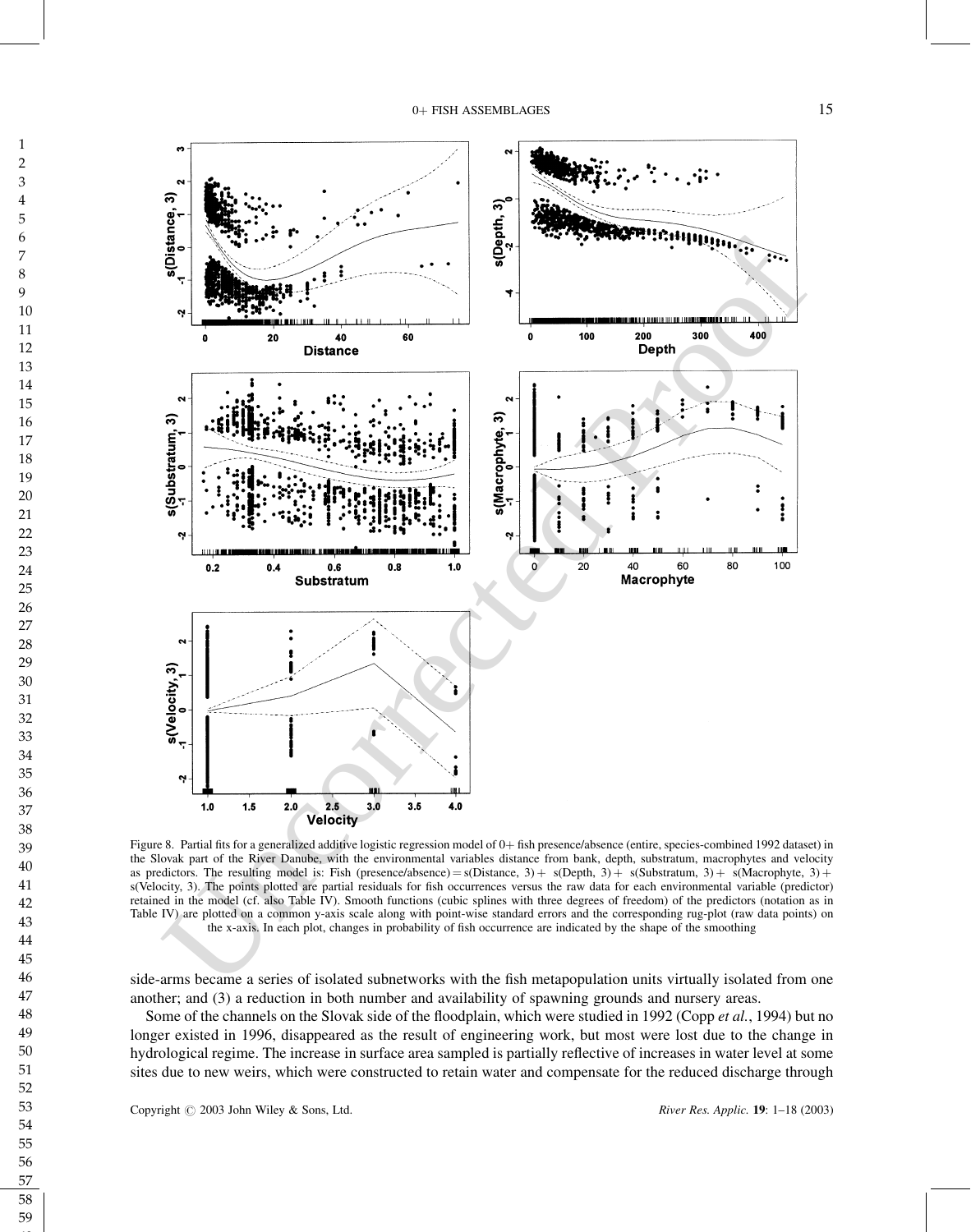Figure 8. Partial fits for a generalized additive logistic regression model of 0+ fish presence/absence (entire, species-combined 1992 dataset) in the Slovak part of the River Danube, with the environmental variables distance from bank, depth, substratum, macrophytes and velocity as predictors. The resulting model is: Fish (presence/absence) = s(Distance, 3) + s(Depth, 3) + s(Substratum, 3) + s(Macrophyte, 3) + s(Velocity, 3). The points plotted are partial residuals for fish occurrences versus the raw data for each environmental variable (predictor) retained in the model (cf. also Table IV). Smooth functions (cubic splines with three degrees of freedom) of the predictors (notation as in Table IV) are plotted on a common y-axis scale along with point-wise standard errors and the corresponding rug-plot (raw data points) on the x-axis. In each plot, changes in probability of fish occurrence are indicated by the shape of the smoothing

side-arms became a series of isolated subnetworks with the fish metapopulation units virtually isolated from one another; and (3) a reduction in both number and availability of spawning grounds and nursery areas.

Some of the channels on the Slovak side of the floodplain, which were studied in 1992 (Copp *et al.*, 1994) but no longer existed in 1996, disappeared as the result of engineering work, but most were lost due to the change in hydrological regime. The increase in surface area sampled is partially reflective of increases in water level at some sites due to new weirs, which were constructed to retain water and compensate for the reduced discharge through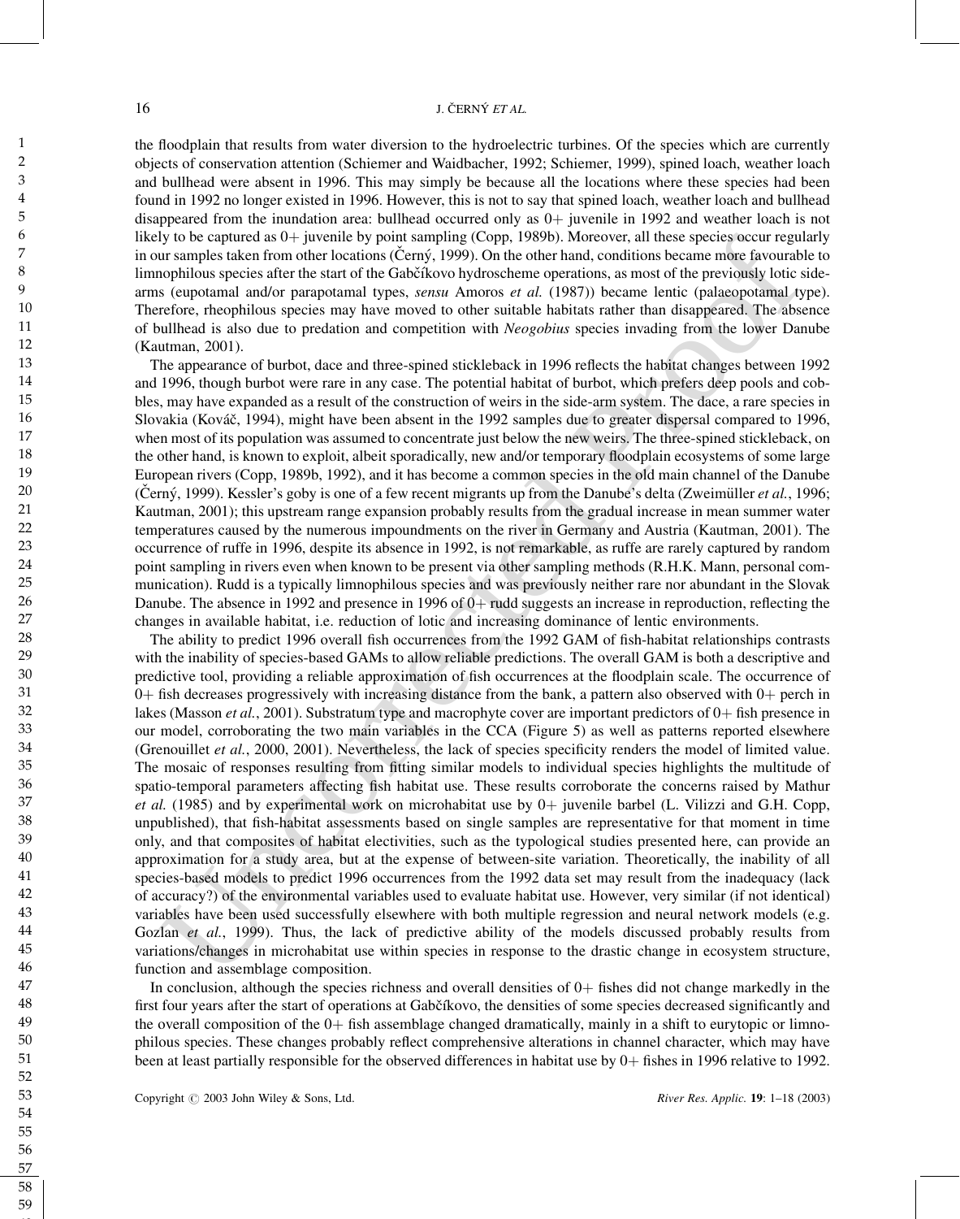the floodplain that results from water diversion to the hydroelectric turbines. Of the species which are currently objects of conservation attention (Schiemer and Waidbacher, 1992; Schiemer, 1999), spined loach, weather loach and bullhead were absent in 1996. This may simply be because all the locations where these species had been found in 1992 no longer existed in 1996. However, this is not to say that spined loach, weather loach and bullhead disappeared from the inundation area: bullhead occurred only as 0+ juvenile in 1992 and weather loach is not likely to be captured as 0+ juvenile by point sampling (Copp, 1989b). Moreover, all these species occur regularly in our samples taken from other locations (Černý, 1999). On the other hand, conditions became more favourable to limnophilous species after the start of the Gabčíkovo hydroscheme operations, as most of the previously lotic side-arms (eupotamal and/or parapotamal types, *sensu* Amoros *et al.* (1987)) became lentic (palaeopotamal type). Therefore, rheophilous species may have moved to other suitable habitats rather than disappeared. The absence of bullhead is also due to predation and competition with *Neogobius* species invading from the lower Danube (Kautman, 2001).

The appearance of burbot, dace and three-spined stickleback in 1996 reflects the habitat changes between 1992 and 1996, though burbot were rare in any case. The potential habitat of burbot, which prefers deep pools and cobbles, may have expanded as a result of the construction of weirs in the side-arm system. The dace, a rare species in Slovakia (Kováč, 1994), might have been absent in the 1992 samples due to greater dispersal compared to 1996, when most of its population was assumed to concentrate just below the new weirs. The three-spined stickleback, on the other hand, is known to exploit, albeit sporadically, new and/or temporary floodplain ecosystems of some large European rivers (Copp, 1989b, 1992), and it has become a common species in the old main channel of the Danube (Černý, 1999). Kessler's goby is one of a few recent migrants up from the Danube's delta (Zweimüller *et al.*, 1996; Kautman, 2001); this upstream range expansion probably results from the gradual increase in mean summer water temperatures caused by the numerous impoundments on the river in Germany and Austria (Kautman, 2001). The occurrence of ruffe in 1996, despite its absence in 1992, is not remarkable, as ruffe are rarely captured by random point sampling in rivers even when known to be present via other sampling methods (R.H.K. Mann, personal communication). Rudd is a typically limnophilous species and was previously neither rare nor abundant in the Slovak Danube. The absence in 1992 and presence in 1996 of 0+ rudd suggests an increase in reproduction, reflecting the changes in available habitat, i.e. reduction of lotic and increasing dominance of lentic environments.

The ability to predict 1996 overall fish occurrences from the 1992 GAM of fish-habitat relationships contrasts with the inability of species-based GAMs to allow reliable predictions. The overall GAM is both a descriptive and predictive tool, providing a reliable approximation of fish occurrences at the floodplain scale. The occurrence of 0+ fish decreases progressively with increasing distance from the bank, a pattern also observed with 0+ perch in lakes (Masson *et al.*, 2001). Substratum type and macrophyte cover are important predictors of 0+ fish presence in our model, corroborating the two main variables in the CCA (Figure 5) as well as patterns reported elsewhere (Grenouillet *et al.*, 2000, 2001). Nevertheless, the lack of species specificity renders the model of limited value. The mosaic of responses resulting from fitting similar models to individual species highlights the multitude of spatio-temporal parameters affecting fish habitat use. These results corroborate the concerns raised by Mathur *et al.* (1985) and by experimental work on microhabitat use by 0+ juvenile barbel (L. Vilizzi and G.H. Copp, unpublished), that fish-habitat assessments based on single samples are representative for that moment in time only, and that composites of habitat electivities, such as the typological studies presented here, can provide an approximation for a study area, but at the expense of between-site variation. Theoretically, the inability of all species-based models to predict 1996 occurrences from the 1992 data set may result from the inadequacy (lack of accuracy?) of the environmental variables used to evaluate habitat use. However, very similar (if not identical) variables have been used successfully elsewhere with both multiple regression and neural network models (e.g. Gozlan *et al.*, 1999). Thus, the lack of predictive ability of the models discussed probably results from variations/changes in microhabitat use within species in response to the drastic change in ecosystem structure, function and assemblage composition.

In conclusion, although the species richness and overall densities of 0+ fishes did not change markedly in the first four years after the start of operations at Gabčíkovo, the densities of some species decreased significantly and the overall composition of the 0+ fish assemblage changed dramatically, mainly in a shift to eurytopic or limnophilous species. These changes probably reflect comprehensive alterations in channel character, which may have been at least partially responsible for the observed differences in habitat use by 0+ fishes in 1996 relative to 1992.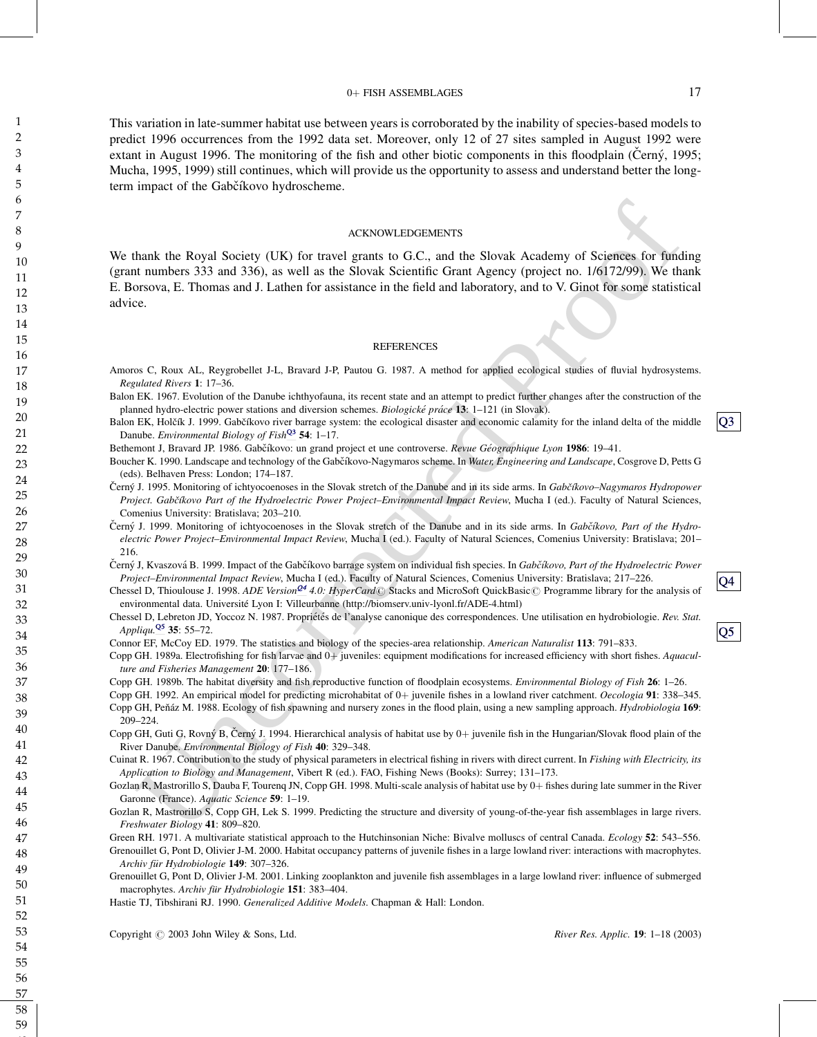This variation in late-summer habitat use between years is corroborated by the inability of species-based models to predict 1996 occurrences from the 1992 data set. Moreover, only 12 of 27 sites sampled in August 1992 were extant in August 1996. The monitoring of the fish and other biotic components in this floodplain (Černý, 1995; Mucha, 1995, 1999) still continues, which will provide us the opportunity to assess and understand better the long-term impact of the Gabčíkovo hydroscheme.

## ACKNOWLEDGEMENTS

We thank the Royal Society (UK) for travel grants to G.C., and the Slovak Academy of Sciences for funding (grant numbers 333 and 336), as well as the Slovak Scientific Grant Agency (project no. 1/6172/99). We thank E. Borsova, E. Thomas and J. Lathen for assistance in the field and laboratory, and to V. Ginot for some statistical advice.

## REFERENCES

Amoros C, Roux AL, Reygrobellet J-L, Bravard J-P, Pautou G. 1987. A method for applied ecological studies of fluvial hydrosystems. *Regulated Rivers* **1**: 17–36.

Balon EK. 1967. Evolution of the Danube ichthyofauna, its recent state and an attempt to predict further changes after the construction of the planned hydro-electric power stations and diversion schemes. *Biologické práce* **13**: 1–121 (in Slovak).

Balon EK, Holčík J. 1999. Gabčíkovo river barrage system: the ecological disaster and economic calamity for the inland delta of the middle Danube. *Environmental Biology of Fish*[Q3] **54**: 1–17.

Bethemont J, Bravard JP. 1986. Gabčíkovo: un grand project et une controverse. *Revue Géographique Lyon* **1986**: 19–41.

Boucher K. 1990. Landscape and technology of the Gabčíkovo-Nagymaros scheme. In *Water, Engineering and Landscape*, Cosgrove D, Petts G (eds). Belhaven Press: London; 174–187.

Černý J. 1995. Monitoring of ichtyocoenoses in the Slovak stretch of the Danube and in its side arms. In *Gabčíkovo–Nagymaros Hydropower Project. Gabčíkovo Part of the Hydroelectric Power Project–Environmental Impact Review*, Mucha I (ed.). Faculty of Natural Sciences, Comenius University: Bratislava; 203–210.

Černý J. 1999. Monitoring of ichtyocoenoses in the Slovak stretch of the Danube and in its side arms. In *Gabčíkovo, Part of the Hydroelectric Power Project–Environmental Impact Review*, Mucha I (ed.). Faculty of Natural Sciences, Comenius University: Bratislava; 201–216.

Černý J, Kvaszová B. 1999. Impact of the Gabčíkovo barrage system on individual fish species. In *Gabčíkovo, Part of the Hydroelectric Power Project–Environmental Impact Review*, Mucha I (ed.). Faculty of Natural Sciences, Comenius University: Bratislava; 217–226.

Chessel D, Thioulouse J. 1998. *ADE Version*[Q4] *4.0: HyperCard*© Stacks and MicroSoft QuickBasic© Programme library for the analysis of environmental data. Université Lyon I: Villeurbanne (http://biomserv.univ-lyon1.fr/ADE-4.html)

Chessel D, Lebreton JD, Yoccoz N. 1987. Propriétés de l'analyse canonique des correspondences. Une utilisation en hydrobiologie. *Rev. Stat. Appliqu.*[Q5] **35**: 55–72.

Connor EF, McCoy ED. 1979. The statistics and biology of the species-area relationship. *American Naturalist* **113**: 791–833.

Copp GH. 1989a. Electrofishing for fish larvae and 0+ juveniles: equipment modifications for increased efficiency with short fishes. *Aquaculture and Fisheries Management* **20**: 177–186.

Copp GH. 1989b. The habitat diversity and fish reproductive function of floodplain ecosystems. *Environmental Biology of Fish* **26**: 1–26.

Copp GH. 1992. An empirical model for predicting microhabitat of 0+ juvenile fishes in a lowland river catchment. *Oecologia* **91**: 338–345.

Copp GH, Peňáz M. 1988. Ecology of fish spawning and nursery zones in the flood plain, using a new sampling approach. *Hydrobiologia* **169**: 209–224.

Copp GH, Guti G, Rovný B, Černý J. 1994. Hierarchical analysis of habitat use by 0+ juvenile fish in the Hungarian/Slovak flood plain of the River Danube. *Environmental Biology of Fish* **40**: 329–348.

Cuinat R. 1967. Contribution to the study of physical parameters in electrical fishing in rivers with direct current. In *Fishing with Electricity, its Application to Biology and Management*, Vibert R (ed.). FAO, Fishing News (Books): Surrey; 131–173.

Gozlan R, Mastrorillo S, Dauba F, Tourenq JN, Copp GH. 1998. Multi-scale analysis of habitat use by 0+ fishes during late summer in the River Garonne (France). *Aquatic Science* **59**: 1–19.

Gozlan R, Mastrorillo S, Copp GH, Lek S. 1999. Predicting the structure and diversity of young-of-the-year fish assemblages in large rivers. *Freshwater Biology* **41**: 809–820.

Green RH. 1971. A multivariate statistical approach to the Hutchinsonian Niche: Bivalve molluscs of central Canada. *Ecology* **52**: 543–556.

Grenouillet G, Pont D, Olivier J-M. 2000. Habitat occupancy patterns of juvenile fishes in a large lowland river: interactions with macrophytes. *Archiv für Hydrobiologie* **149**: 307–326.

Grenouillet G, Pont D, Olivier J-M. 2001. Linking zooplankton and juvenile fish assemblages in a large lowland river: influence of submerged macrophytes. *Archiv für Hydrobiologie* **151**: 383–404.

Hastie TJ, Tibshirani RJ. 1990. *Generalized Additive Models*. Chapman & Hall: London.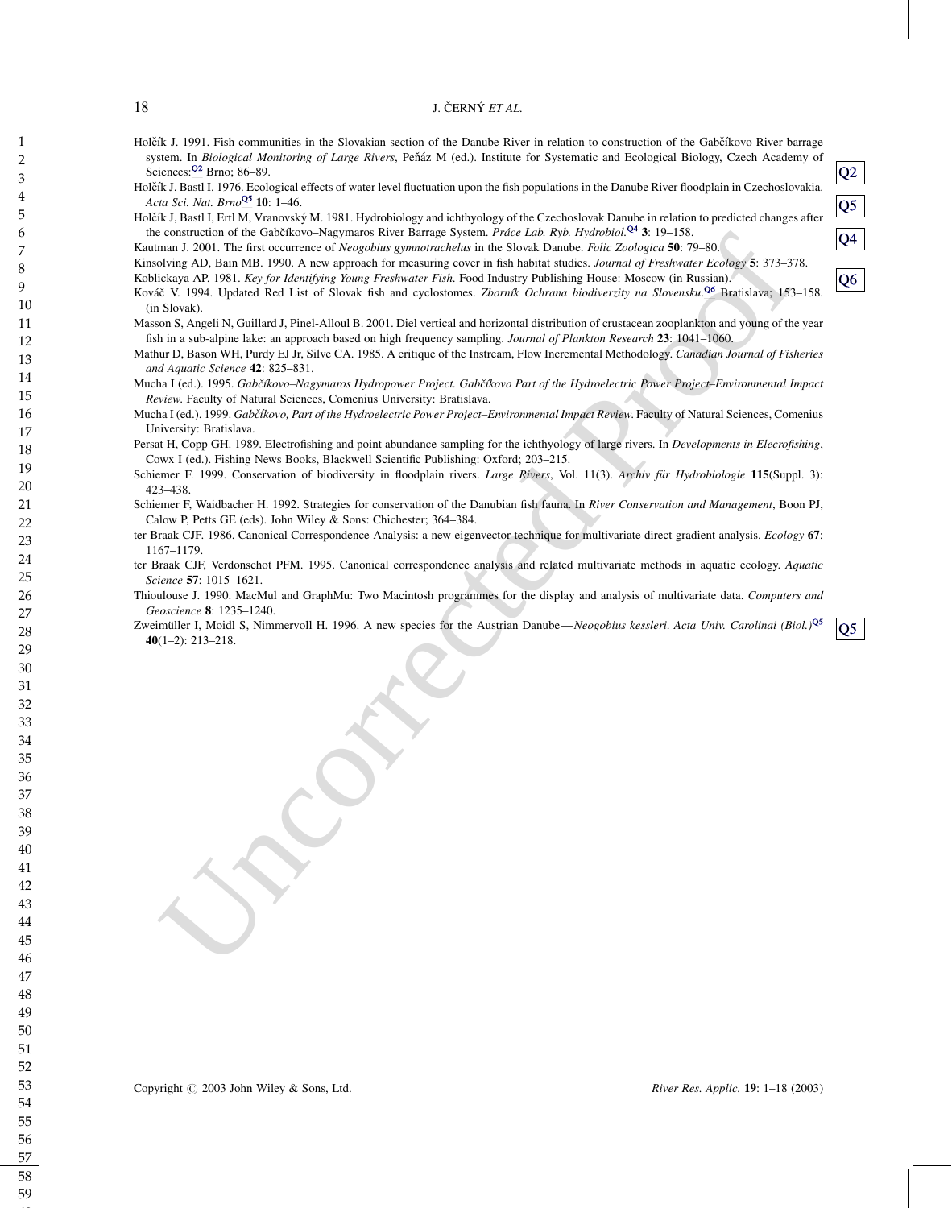Holčík J. 1991. Fish communities in the Slovakian section of the Danube River in relation to construction of the Gabčíkovo River barrage system. In *Biological Monitoring of Large Rivers*, Peňáz M (ed.). Institute for Systematic and Ecological Biology, Czech Academy of Sciences:[Q2] Brno; 86–89.

Holčík J, Bastl I. 1976. Ecological effects of water level fluctuation upon the fish populations in the Danube River floodplain in Czechoslovakia. *Acta Sci. Nat. Brno*[Q5] **10**: 1–46.

Holčík J, Bastl I, Ertl M, Vranovský M. 1981. Hydrobiology and ichthyology of the Czechoslovak Danube in relation to predicted changes after the construction of the Gabčíkovo–Nagymaros River Barrage System. *Práce Lab. Ryb. Hydrobiol.*[Q4] **3**: 19–158.

Kautman J. 2001. The first occurrence of *Neogobius gymnotrachelus* in the Slovak Danube. *Folic Zoologica* **50**: 79–80.

Kinsolving AD, Bain MB. 1990. A new approach for measuring cover in fish habitat studies. *Journal of Freshwater Ecology* **5**: 373–378.

Koblickaya AP. 1981. *Key for Identifying Young Freshwater Fish*. Food Industry Publishing House: Moscow (in Russian).

Kováč V. 1994. Updated Red List of Slovak fish and cyclostomes. *Zborník Ochrana biodiverzity na Slovensku.*[Q6] Bratislava; 153–158. (in Slovak).

Masson S, Angeli N, Guillard J, Pinel-Alloul B. 2001. Diel vertical and horizontal distribution of crustacean zooplankton and young of the year fish in a sub-alpine lake: an approach based on high frequency sampling. *Journal of Plankton Research* **23**: 1041–1060.

Mathur D, Bason WH, Purdy EJ Jr, Silve CA. 1985. A critique of the Instream, Flow Incremental Methodology. *Canadian Journal of Fisheries and Aquatic Science* **42**: 825–831.

Mucha I (ed.). 1995. *Gabčíkovo–Nagymaros Hydropower Project. Gabčíkovo Part of the Hydroelectric Power Project–Environmental Impact Review*. Faculty of Natural Sciences, Comenius University: Bratislava.

Mucha I (ed.). 1999. *Gabčíkovo, Part of the Hydroelectric Power Project–Environmental Impact Review*. Faculty of Natural Sciences, Comenius University: Bratislava.

Persat H, Copp GH. 1989. Electrofishing and point abundance sampling for the ichthyology of large rivers. In *Developments in Elecrofishing*, Cowx I (ed.). Fishing News Books, Blackwell Scientific Publishing: Oxford; 203–215.

Schiemer F. 1999. Conservation of biodiversity in floodplain rivers. *Large Rivers*, Vol. 11(3). *Archiv für Hydrobiologie* **115**(Suppl. 3): 423–438.

Schiemer F, Waidbacher H. 1992. Strategies for conservation of the Danubian fish fauna. In *River Conservation and Management*, Boon PJ, Calow P, Petts GE (eds). John Wiley & Sons: Chichester; 364–384.

ter Braak CJF. 1986. Canonical Correspondence Analysis: a new eigenvector technique for multivariate direct gradient analysis. *Ecology* **67**: 1167–1179.

ter Braak CJF, Verdonschot PFM. 1995. Canonical correspondence analysis and related multivariate methods in aquatic ecology. *Aquatic Science* **57**: 1015–1621.

Thioulouse J. 1990. MacMul and GraphMu: Two Macintosh programmes for the display and analysis of multivariate data. *Computers and Geoscience* **8**: 1235–1240.

Zweimüller I, Moidl S, Nimmervoll H. 1996. A new species for the Austrian Danube—*Neogobius kessleri*. *Acta Univ. Carolinai (Biol.)*[Q5] **40**(1–2): 213–218.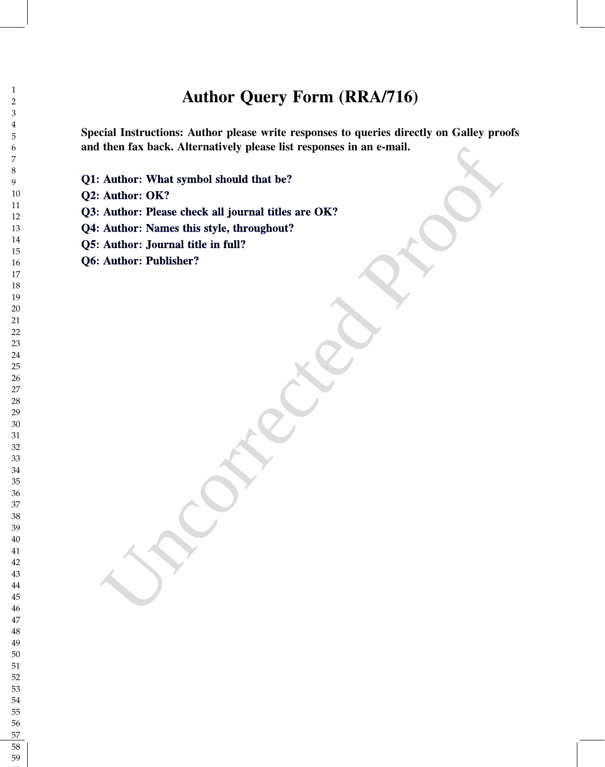# Author Query Form (RRA/716)

**Special Instructions: Author please write responses to queries directly on Galley proofs and then fax back. Alternatively please list responses in an e-mail.**

**Q1: Author: What symbol should that be?**
**Q2: Author: OK?**
**Q3: Author: Please check all journal titles are OK?**
**Q4: Author: Names this style, throughout?**
**Q5: Author: Journal title in full?**
**Q6: Author: Publisher?**